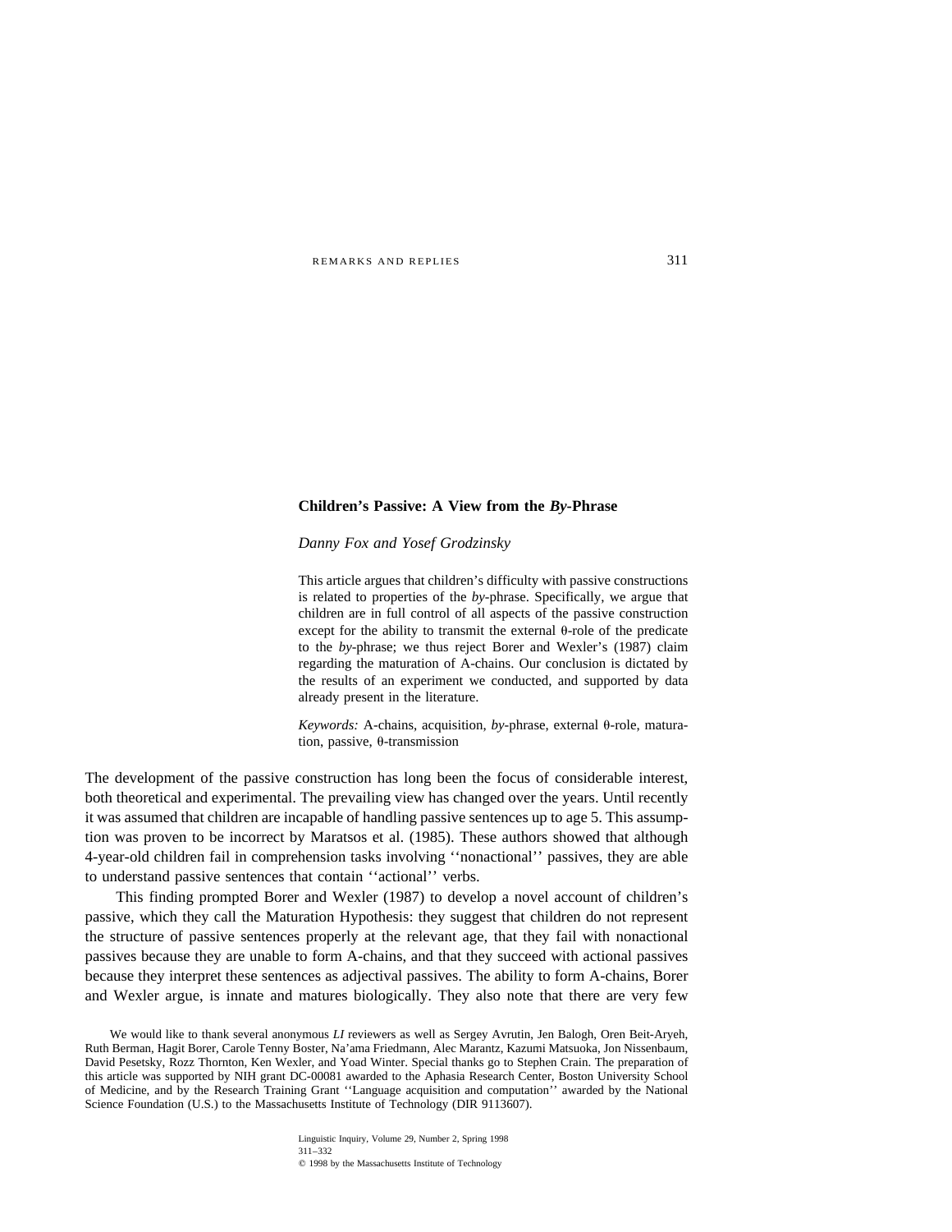# Children's Passive: A View from the *By*-Phrase

*Danny Fox and Yosef Grodzinsky*

This article argues that children's difficulty with passive constructions is related to properties of the *by*-phrase. Specifically, we argue that children are in full control of all aspects of the passive construction except for the ability to transmit the external θ-role of the predicate to the *by*-phrase; we thus reject Borer and Wexler's (1987) claim regarding the maturation of A-chains. Our conclusion is dictated by the results of an experiment we conducted, and supported by data already present in the literature.

*Keywords:* A-chains, acquisition, *by*-phrase, external θ-role, maturation, passive, θ-transmission

The development of the passive construction has long been the focus of considerable interest, both theoretical and experimental. The prevailing view has changed over the years. Until recently it was assumed that children are incapable of handling passive sentences up to age 5. This assumption was proven to be incorrect by Maratsos et al. (1985). These authors showed that although 4-year-old children fail in comprehension tasks involving ''nonactional'' passives, they are able to understand passive sentences that contain ''actional'' verbs.

This finding prompted Borer and Wexler (1987) to develop a novel account of children's passive, which they call the Maturation Hypothesis: they suggest that children do not represent the structure of passive sentences properly at the relevant age, that they fail with nonactional passives because they are unable to form A-chains, and that they succeed with actional passives because they interpret these sentences as adjectival passives. The ability to form A-chains, Borer and Wexler argue, is innate and matures biologically. They also note that there are very few

We would like to thank several anonymous *LI* reviewers as well as Sergey Avrutin, Jen Balogh, Oren Beit-Aryeh, Ruth Berman, Hagit Borer, Carole Tenny Boster, Na'ama Friedmann, Alec Marantz, Kazumi Matsuoka, Jon Nissenbaum, David Pesetsky, Rozz Thornton, Ken Wexler, and Yoad Winter. Special thanks go to Stephen Crain. The preparation of this article was supported by NIH grant DC-00081 awarded to the Aphasia Research Center, Boston University School of Medicine, and by the Research Training Grant ''Language acquisition and computation'' awarded by the National Science Foundation (U.S.) to the Massachusetts Institute of Technology (DIR 9113607).

Linguistic Inquiry, Volume 29, Number 2, Spring 1998
311–332
© 1998 by the Massachusetts Institute of Technology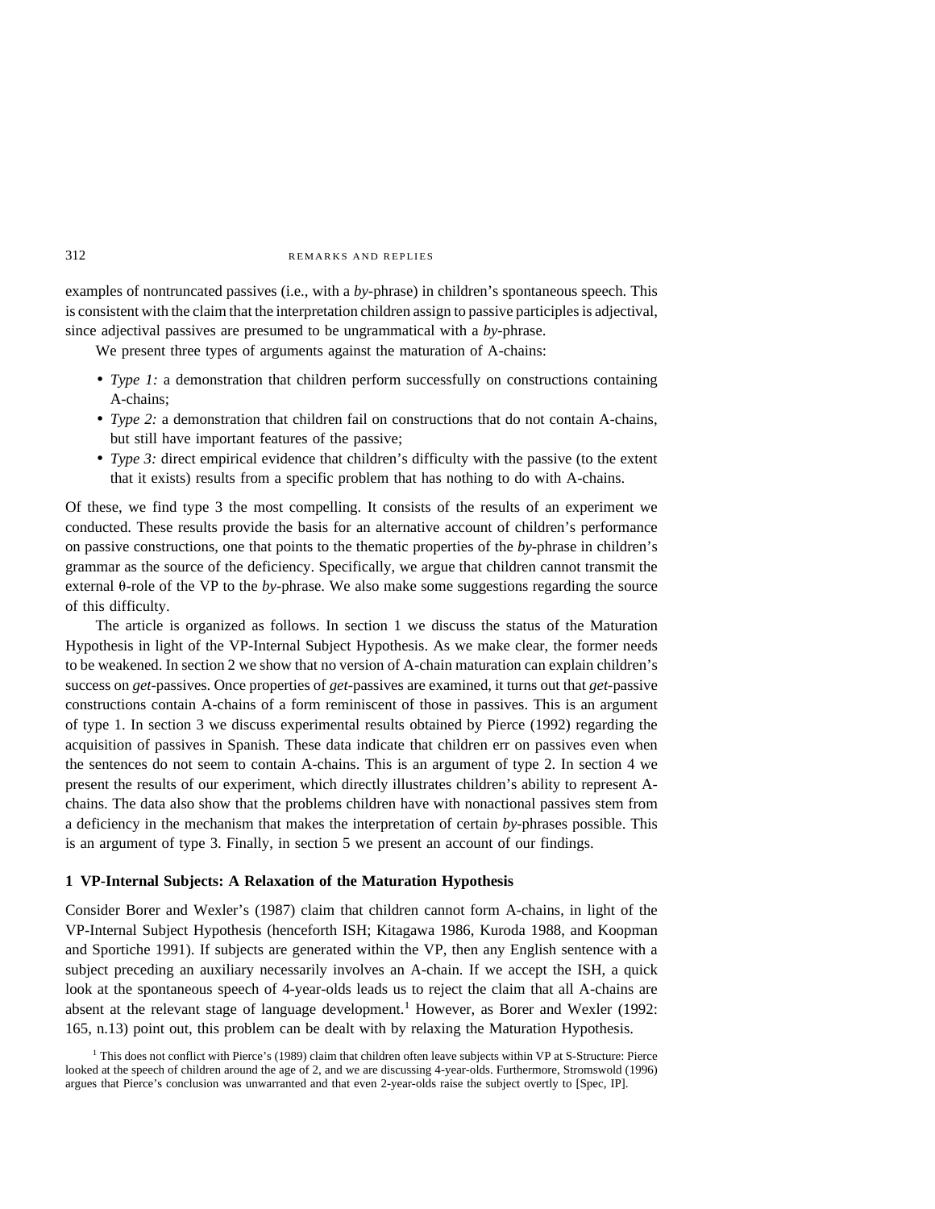examples of nontruncated passives (i.e., with a *by*-phrase) in children's spontaneous speech. This is consistent with the claim that the interpretation children assign to passive participles is adjectival, since adjectival passives are presumed to be ungrammatical with a *by*-phrase.

We present three types of arguments against the maturation of A-chains:

- *Type 1:* a demonstration that children perform successfully on constructions containing A-chains;
- *Type 2:* a demonstration that children fail on constructions that do not contain A-chains, but still have important features of the passive;
- *Type 3:* direct empirical evidence that children's difficulty with the passive (to the extent that it exists) results from a specific problem that has nothing to do with A-chains.

Of these, we find type 3 the most compelling. It consists of the results of an experiment we conducted. These results provide the basis for an alternative account of children's performance on passive constructions, one that points to the thematic properties of the *by*-phrase in children's grammar as the source of the deficiency. Specifically, we argue that children cannot transmit the external θ-role of the VP to the *by*-phrase. We also make some suggestions regarding the source of this difficulty.

The article is organized as follows. In section 1 we discuss the status of the Maturation Hypothesis in light of the VP-Internal Subject Hypothesis. As we make clear, the former needs to be weakened. In section 2 we show that no version of A-chain maturation can explain children's success on *get*-passives. Once properties of *get*-passives are examined, it turns out that *get*-passive constructions contain A-chains of a form reminiscent of those in passives. This is an argument of type 1. In section 3 we discuss experimental results obtained by Pierce (1992) regarding the acquisition of passives in Spanish. These data indicate that children err on passives even when the sentences do not seem to contain A-chains. This is an argument of type 2. In section 4 we present the results of our experiment, which directly illustrates children's ability to represent A-chains. The data also show that the problems children have with nonactional passives stem from a deficiency in the mechanism that makes the interpretation of certain *by*-phrases possible. This is an argument of type 3. Finally, in section 5 we present an account of our findings.

## 1 VP-Internal Subjects: A Relaxation of the Maturation Hypothesis

Consider Borer and Wexler's (1987) claim that children cannot form A-chains, in light of the VP-Internal Subject Hypothesis (henceforth ISH; Kitagawa 1986, Kuroda 1988, and Koopman and Sportiche 1991). If subjects are generated within the VP, then any English sentence with a subject preceding an auxiliary necessarily involves an A-chain. If we accept the ISH, a quick look at the spontaneous speech of 4-year-olds leads us to reject the claim that all A-chains are absent at the relevant stage of language development.[1] However, as Borer and Wexler (1992: 165, n.13) point out, this problem can be dealt with by relaxing the Maturation Hypothesis.

[1] This does not conflict with Pierce's (1989) claim that children often leave subjects within VP at S-Structure: Pierce looked at the speech of children around the age of 2, and we are discussing 4-year-olds. Furthermore, Stromswold (1996) argues that Pierce's conclusion was unwarranted and that even 2-year-olds raise the subject overtly to [Spec, IP].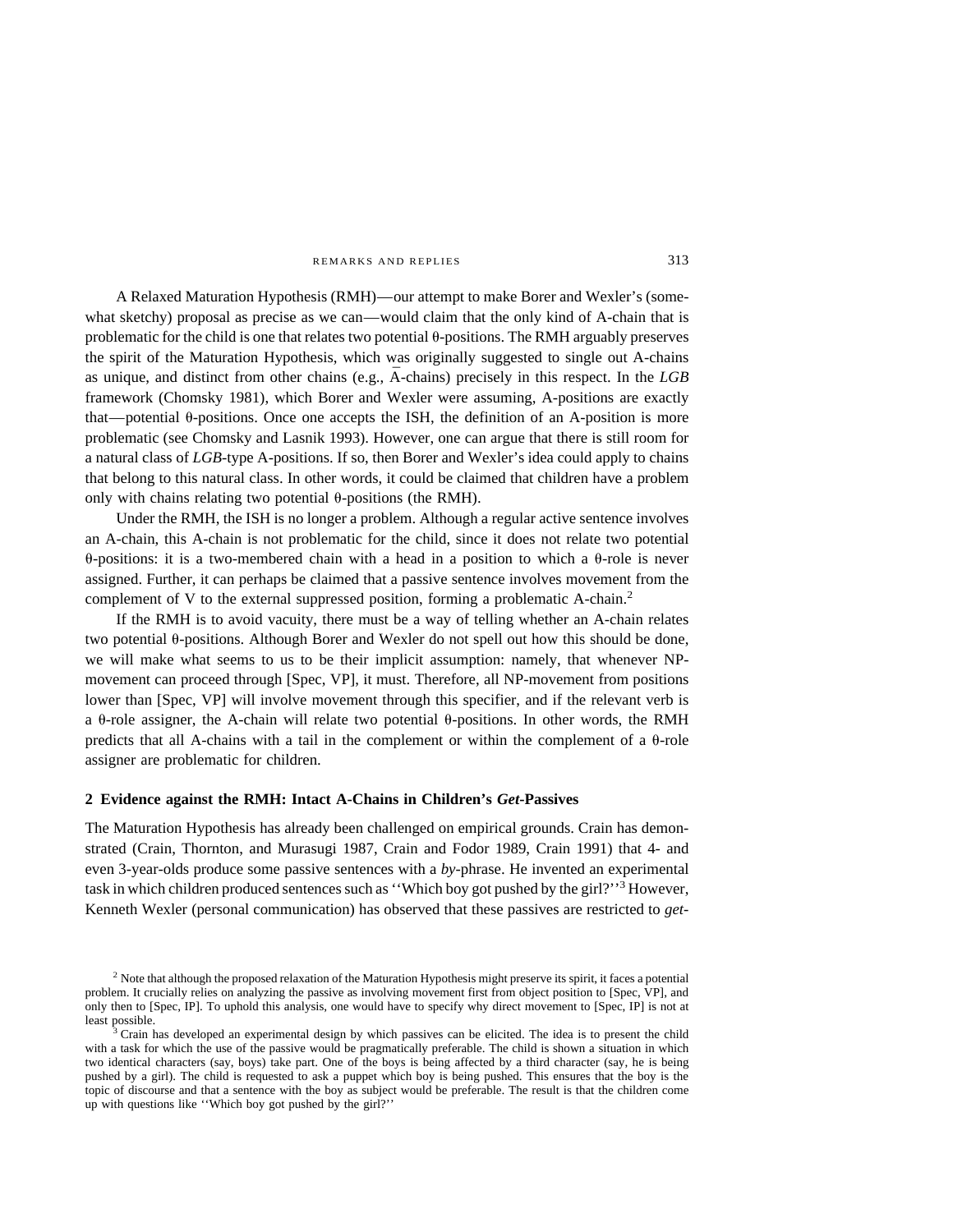A Relaxed Maturation Hypothesis (RMH)—our attempt to make Borer and Wexler's (somewhat sketchy) proposal as precise as we can—would claim that the only kind of A-chain that is problematic for the child is one that relates two potential θ-positions. The RMH arguably preserves the spirit of the Maturation Hypothesis, which was originally suggested to single out A-chains as unique, and distinct from other chains (e.g., Ā-chains) precisely in this respect. In the *LGB* framework (Chomsky 1981), which Borer and Wexler were assuming, A-positions are exactly that—potential θ-positions. Once one accepts the ISH, the definition of an A-position is more problematic (see Chomsky and Lasnik 1993). However, one can argue that there is still room for a natural class of *LGB*-type A-positions. If so, then Borer and Wexler's idea could apply to chains that belong to this natural class. In other words, it could be claimed that children have a problem only with chains relating two potential θ-positions (the RMH).

Under the RMH, the ISH is no longer a problem. Although a regular active sentence involves an A-chain, this A-chain is not problematic for the child, since it does not relate two potential θ-positions: it is a two-membered chain with a head in a position to which a θ-role is never assigned. Further, it can perhaps be claimed that a passive sentence involves movement from the complement of V to the external suppressed position, forming a problematic A-chain.[2]

If the RMH is to avoid vacuity, there must be a way of telling whether an A-chain relates two potential θ-positions. Although Borer and Wexler do not spell out how this should be done, we will make what seems to us to be their implicit assumption: namely, that whenever NP-movement can proceed through [Spec, VP], it must. Therefore, all NP-movement from positions lower than [Spec, VP] will involve movement through this specifier, and if the relevant verb is a θ-role assigner, the A-chain will relate two potential θ-positions. In other words, the RMH predicts that all A-chains with a tail in the complement or within the complement of a θ-role assigner are problematic for children.

## 2 Evidence against the RMH: Intact A-Chains in Children's *Get*-Passives

The Maturation Hypothesis has already been challenged on empirical grounds. Crain has demonstrated (Crain, Thornton, and Murasugi 1987, Crain and Fodor 1989, Crain 1991) that 4- and even 3-year-olds produce some passive sentences with a *by*-phrase. He invented an experimental task in which children produced sentences such as ''Which boy got pushed by the girl?''[3] However, Kenneth Wexler (personal communication) has observed that these passives are restricted to *get*-

[2] Note that although the proposed relaxation of the Maturation Hypothesis might preserve its spirit, it faces a potential problem. It crucially relies on analyzing the passive as involving movement first from object position to [Spec, VP], and only then to [Spec, IP]. To uphold this analysis, one would have to specify why direct movement to [Spec, IP] is not at least possible.

[3] Crain has developed an experimental design by which passives can be elicited. The idea is to present the child with a task for which the use of the passive would be pragmatically preferable. The child is shown a situation in which two identical characters (say, boys) take part. One of the boys is being affected by a third character (say, he is being pushed by a girl). The child is requested to ask a puppet which boy is being pushed. This ensures that the boy is the topic of discourse and that a sentence with the boy as subject would be preferable. The result is that the children come up with questions like ''Which boy got pushed by the girl?''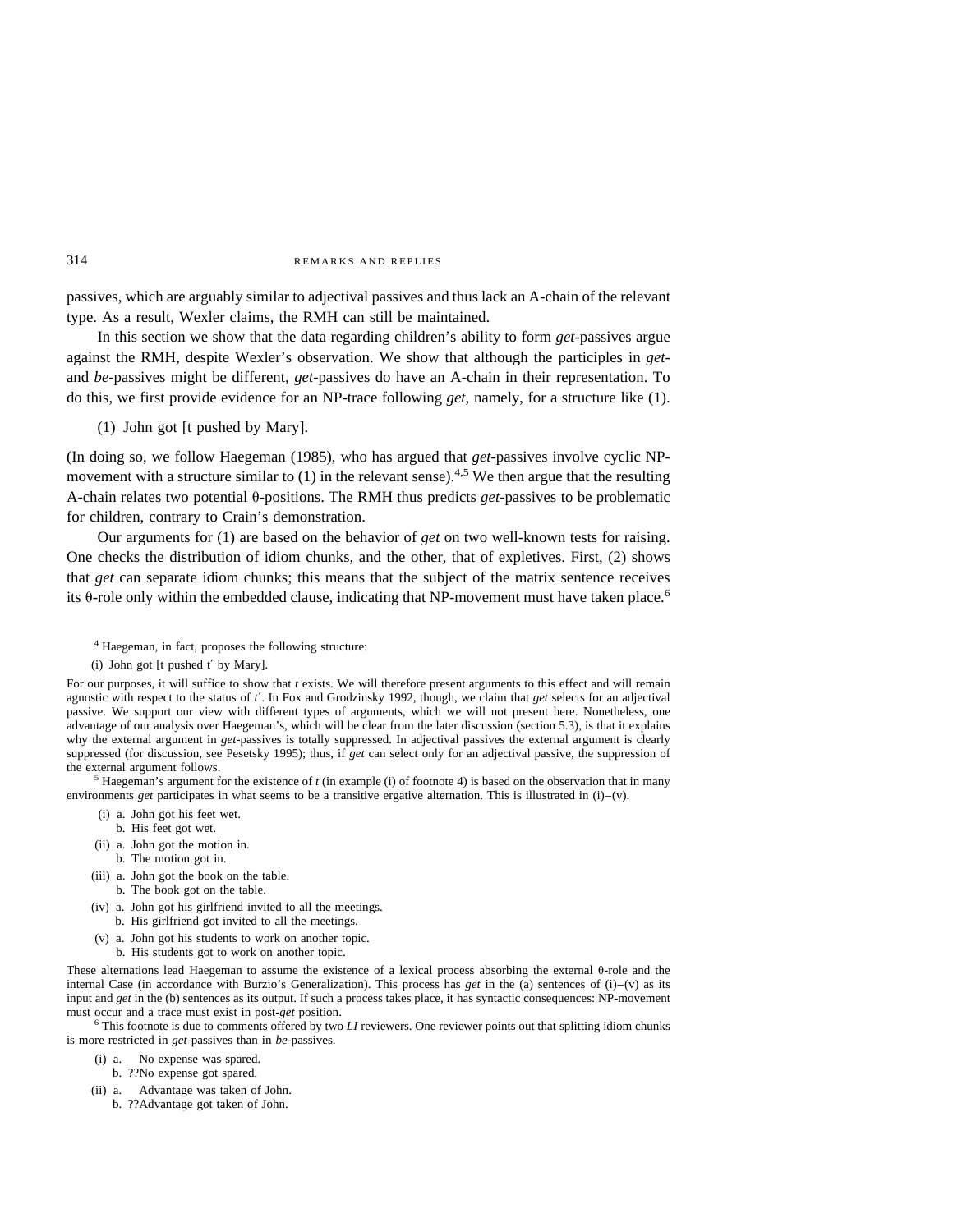passives, which are arguably similar to adjectival passives and thus lack an A-chain of the relevant type. As a result, Wexler claims, the RMH can still be maintained.

In this section we show that the data regarding children's ability to form *get*-passives argue against the RMH, despite Wexler's observation. We show that although the participles in *get*- and *be*-passives might be different, *get*-passives do have an A-chain in their representation. To do this, we first provide evidence for an NP-trace following *get*, namely, for a structure like (1).

(1) John got [t pushed by Mary].

(In doing so, we follow Haegeman (1985), who has argued that *get*-passives involve cyclic NP-movement with a structure similar to (1) in the relevant sense).[4,5] We then argue that the resulting A-chain relates two potential θ-positions. The RMH thus predicts *get*-passives to be problematic for children, contrary to Crain's demonstration.

Our arguments for (1) are based on the behavior of *get* on two well-known tests for raising. One checks the distribution of idiom chunks, and the other, that of expletives. First, (2) shows that *get* can separate idiom chunks; this means that the subject of the matrix sentence receives its θ-role only within the embedded clause, indicating that NP-movement must have taken place.[6]

---

[4] Haegeman, in fact, proposes the following structure:

(i) John got [t pushed t′ by Mary].

For our purposes, it will suffice to show that *t* exists. We will therefore present arguments to this effect and will remain agnostic with respect to the status of *t′*. In Fox and Grodzinsky 1992, though, we claim that *get* selects for an adjectival passive. We support our view with different types of arguments, which we will not present here. Nonetheless, one advantage of our analysis over Haegeman's, which will be clear from the later discussion (section 5.3), is that it explains why the external argument in *get*-passives is totally suppressed. In adjectival passives the external argument is clearly suppressed (for discussion, see Pesetsky 1995); thus, if *get* can select only for an adjectival passive, the suppression of the external argument follows.

[5] Haegeman's argument for the existence of *t* (in example (i) of footnote 4) is based on the observation that in many environments *get* participates in what seems to be a transitive ergative alternation. This is illustrated in (i)–(v).

(i) a. John got his feet wet.
 b. His feet got wet.

(ii) a. John got the motion in.
 b. The motion got in.

(iii) a. John got the book on the table.
 b. The book got on the table.

(iv) a. John got his girlfriend invited to all the meetings.
 b. His girlfriend got invited to all the meetings.

(v) a. John got his students to work on another topic.
 b. His students got to work on another topic.

These alternations lead Haegeman to assume the existence of a lexical process absorbing the external θ-role and the internal Case (in accordance with Burzio's Generalization). This process has *get* in the (a) sentences of (i)–(v) as its input and *get* in the (b) sentences as its output. If such a process takes place, it has syntactic consequences: NP-movement must occur and a trace must exist in post-*get* position.

[6] This footnote is due to comments offered by two *LI* reviewers. One reviewer points out that splitting idiom chunks is more restricted in *get*-passives than in *be*-passives.

(i) a. No expense was spared.
 b. ??No expense got spared.

(ii) a. Advantage was taken of John.
 b. ??Advantage got taken of John.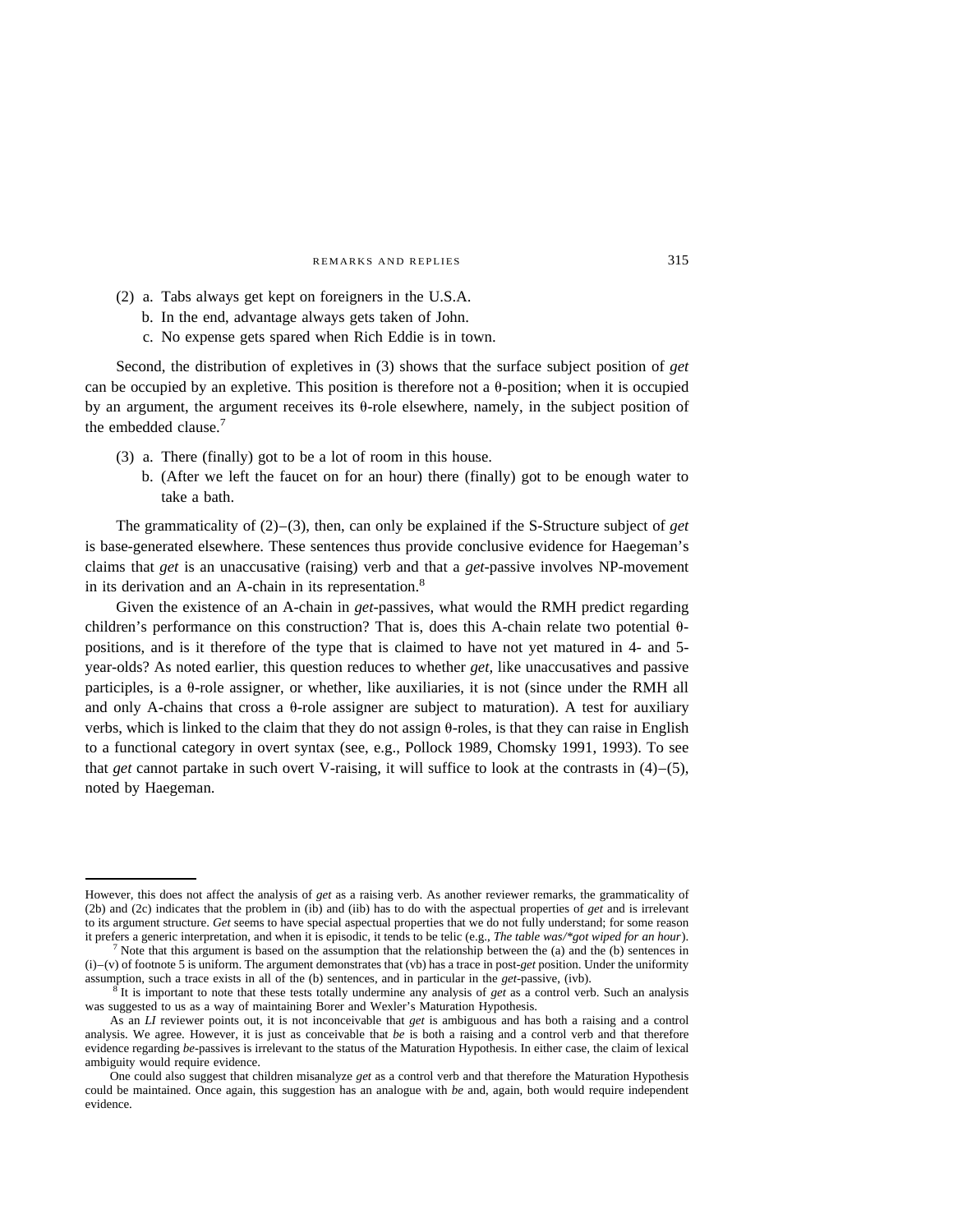(2) a. Tabs always get kept on foreigners in the U.S.A.
   b. In the end, advantage always gets taken of John.
   c. No expense gets spared when Rich Eddie is in town.

Second, the distribution of expletives in (3) shows that the surface subject position of *get* can be occupied by an expletive. This position is therefore not a θ-position; when it is occupied by an argument, the argument receives its θ-role elsewhere, namely, in the subject position of the embedded clause.[7]

(3) a. There (finally) got to be a lot of room in this house.
   b. (After we left the faucet on for an hour) there (finally) got to be enough water to take a bath.

The grammaticality of (2)–(3), then, can only be explained if the S-Structure subject of *get* is base-generated elsewhere. These sentences thus provide conclusive evidence for Haegeman's claims that *get* is an unaccusative (raising) verb and that a *get*-passive involves NP-movement in its derivation and an A-chain in its representation.[8]

Given the existence of an A-chain in *get*-passives, what would the RMH predict regarding children's performance on this construction? That is, does this A-chain relate two potential θ-positions, and is it therefore of the type that is claimed to have not yet matured in 4- and 5-year-olds? As noted earlier, this question reduces to whether *get,* like unaccusatives and passive participles, is a θ-role assigner, or whether, like auxiliaries, it is not (since under the RMH all and only A-chains that cross a θ-role assigner are subject to maturation). A test for auxiliary verbs, which is linked to the claim that they do not assign θ-roles, is that they can raise in English to a functional category in overt syntax (see, e.g., Pollock 1989, Chomsky 1991, 1993). To see that *get* cannot partake in such overt V-raising, it will suffice to look at the contrasts in (4)–(5), noted by Haegeman.

---

However, this does not affect the analysis of *get* as a raising verb. As another reviewer remarks, the grammaticality of (2b) and (2c) indicates that the problem in (ib) and (iib) has to do with the aspectual properties of *get* and is irrelevant to its argument structure. *Get* seems to have special aspectual properties that we do not fully understand; for some reason it prefers a generic interpretation, and when it is episodic, it tends to be telic (e.g., *The table was/\*got wiped for an hour*).

[7] Note that this argument is based on the assumption that the relationship between the (a) and the (b) sentences in (i)–(v) of footnote 5 is uniform. The argument demonstrates that (vb) has a trace in post-*get* position. Under the uniformity assumption, such a trace exists in all of the (b) sentences, and in particular in the *get*-passive, (ivb).

[8] It is important to note that these tests totally undermine any analysis of *get* as a control verb. Such an analysis was suggested to us as a way of maintaining Borer and Wexler's Maturation Hypothesis.

As an *LI* reviewer points out, it is not inconceivable that *get* is ambiguous and has both a raising and a control analysis. We agree. However, it is just as conceivable that *be* is both a raising and a control verb and that therefore evidence regarding *be*-passives is irrelevant to the status of the Maturation Hypothesis. In either case, the claim of lexical ambiguity would require evidence.

One could also suggest that children misanalyze *get* as a control verb and that therefore the Maturation Hypothesis could be maintained. Once again, this suggestion has an analogue with *be* and, again, both would require independent evidence.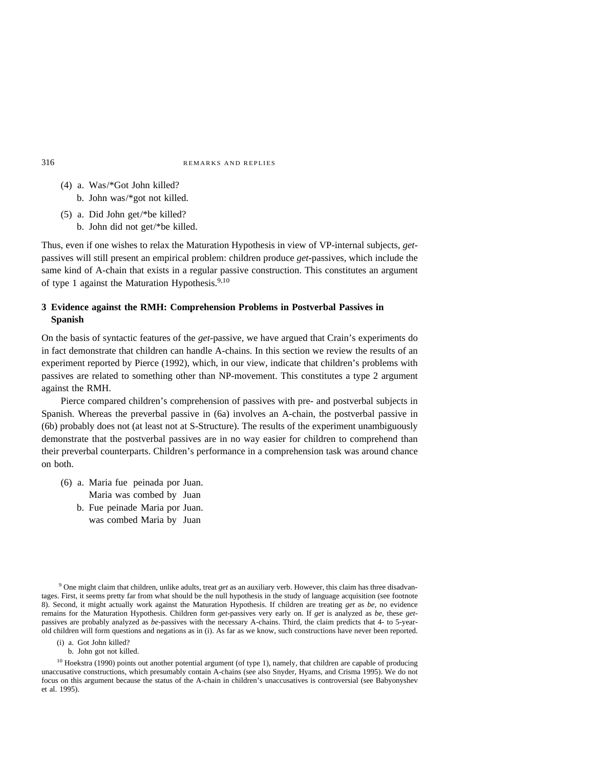(4) a. Was/*Got John killed?
    b. John was/*got not killed.

(5) a. Did John get/*be killed?
    b. John did not get/*be killed.

Thus, even if one wishes to relax the Maturation Hypothesis in view of VP-internal subjects, *get*-passives will still present an empirical problem: children produce *get*-passives, which include the same kind of A-chain that exists in a regular passive construction. This constitutes an argument of type 1 against the Maturation Hypothesis.[9,10]

## 3 Evidence against the RMH: Comprehension Problems in Postverbal Passives in Spanish

On the basis of syntactic features of the *get*-passive, we have argued that Crain's experiments do in fact demonstrate that children can handle A-chains. In this section we review the results of an experiment reported by Pierce (1992), which, in our view, indicate that children's problems with passives are related to something other than NP-movement. This constitutes a type 2 argument against the RMH.

Pierce compared children's comprehension of passives with pre- and postverbal subjects in Spanish. Whereas the preverbal passive in (6a) involves an A-chain, the postverbal passive in (6b) probably does not (at least not at S-Structure). The results of the experiment unambiguously demonstrate that the postverbal passives are in no way easier for children to comprehend than their preverbal counterparts. Children's performance in a comprehension task was around chance on both.

(6) a. Maria fue peinada por Juan.
       Maria was combed by Juan
    b. Fue peinade Maria por Juan.
       was combed Maria by Juan

[9] One might claim that children, unlike adults, treat *get* as an auxiliary verb. However, this claim has three disadvantages. First, it seems pretty far from what should be the null hypothesis in the study of language acquisition (see footnote 8). Second, it might actually work against the Maturation Hypothesis. If children are treating *get* as *be*, no evidence remains for the Maturation Hypothesis. Children form *get*-passives very early on. If *get* is analyzed as *be*, these *get*-passives are probably analyzed as *be*-passives with the necessary A-chains. Third, the claim predicts that 4- to 5-year-old children will form questions and negations as in (i). As far as we know, such constructions have never been reported.

(i) a. Got John killed?
    b. John got not killed.

[10] Hoekstra (1990) points out another potential argument (of type 1), namely, that children are capable of producing unaccusative constructions, which presumably contain A-chains (see also Snyder, Hyams, and Crisma 1995). We do not focus on this argument because the status of the A-chain in children's unaccusatives is controversial (see Babyonyshev et al. 1995).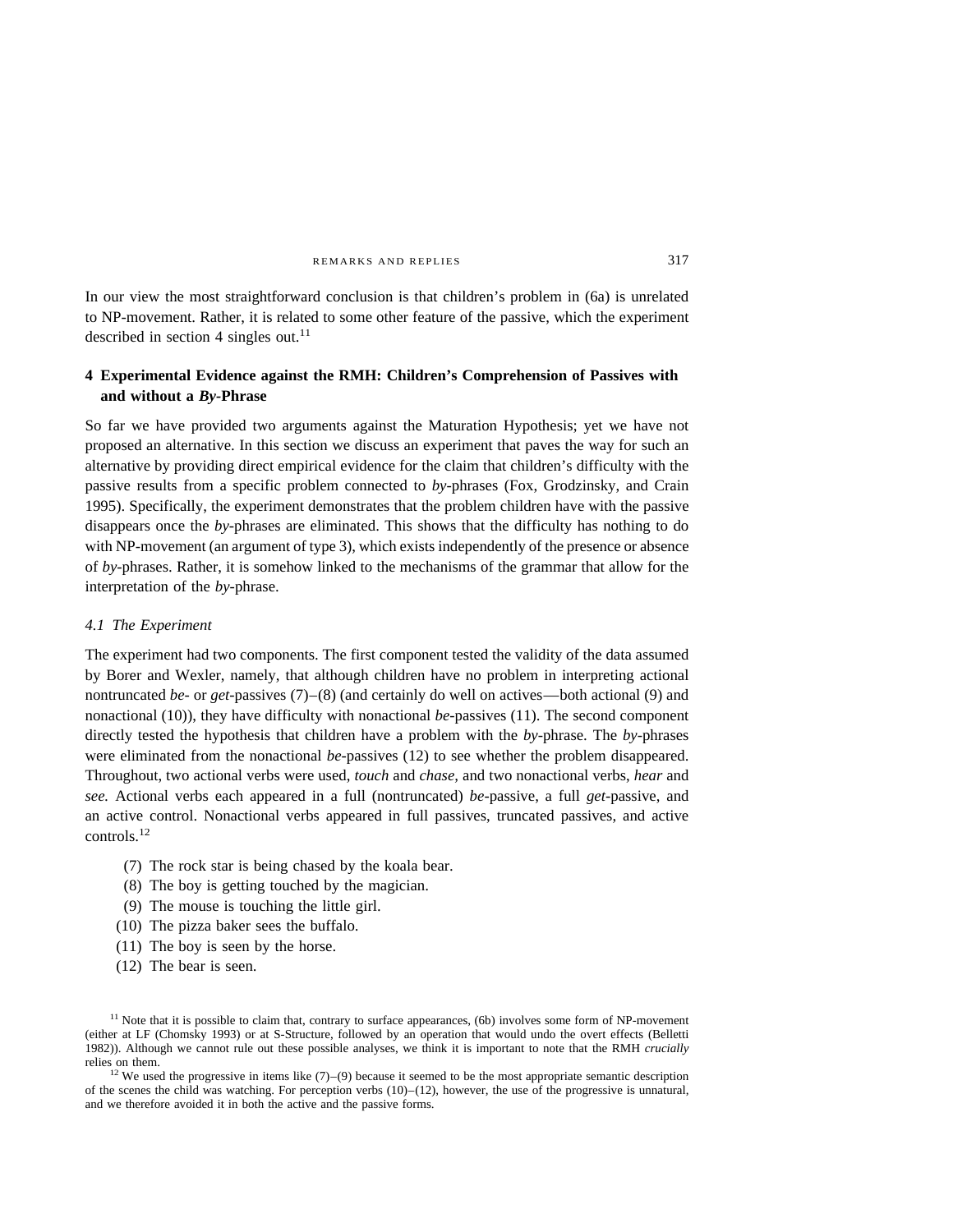In our view the most straightforward conclusion is that children's problem in (6a) is unrelated to NP-movement. Rather, it is related to some other feature of the passive, which the experiment described in section 4 singles out.[11]

## 4 Experimental Evidence against the RMH: Children's Comprehension of Passives with and without a *By*-Phrase

So far we have provided two arguments against the Maturation Hypothesis; yet we have not proposed an alternative. In this section we discuss an experiment that paves the way for such an alternative by providing direct empirical evidence for the claim that children's difficulty with the passive results from a specific problem connected to *by*-phrases (Fox, Grodzinsky, and Crain 1995). Specifically, the experiment demonstrates that the problem children have with the passive disappears once the *by*-phrases are eliminated. This shows that the difficulty has nothing to do with NP-movement (an argument of type 3), which exists independently of the presence or absence of *by*-phrases. Rather, it is somehow linked to the mechanisms of the grammar that allow for the interpretation of the *by*-phrase.

### *4.1 The Experiment*

The experiment had two components. The first component tested the validity of the data assumed by Borer and Wexler, namely, that although children have no problem in interpreting actional nontruncated *be*- or *get*-passives (7)–(8) (and certainly do well on actives—both actional (9) and nonactional (10)), they have difficulty with nonactional *be*-passives (11). The second component directly tested the hypothesis that children have a problem with the *by*-phrase. The *by*-phrases were eliminated from the nonactional *be*-passives (12) to see whether the problem disappeared. Throughout, two actional verbs were used, *touch* and *chase,* and two nonactional verbs, *hear* and *see.* Actional verbs each appeared in a full (nontruncated) *be*-passive, a full *get*-passive, and an active control. Nonactional verbs appeared in full passives, truncated passives, and active controls.[12]

(7) The rock star is being chased by the koala bear.
(8) The boy is getting touched by the magician.
(9) The mouse is touching the little girl.
(10) The pizza baker sees the buffalo.
(11) The boy is seen by the horse.
(12) The bear is seen.

[11] Note that it is possible to claim that, contrary to surface appearances, (6b) involves some form of NP-movement (either at LF (Chomsky 1993) or at S-Structure, followed by an operation that would undo the overt effects (Belletti 1982)). Although we cannot rule out these possible analyses, we think it is important to note that the RMH *crucially* relies on them.

[12] We used the progressive in items like (7)–(9) because it seemed to be the most appropriate semantic description of the scenes the child was watching. For perception verbs (10)–(12), however, the use of the progressive is unnatural, and we therefore avoided it in both the active and the passive forms.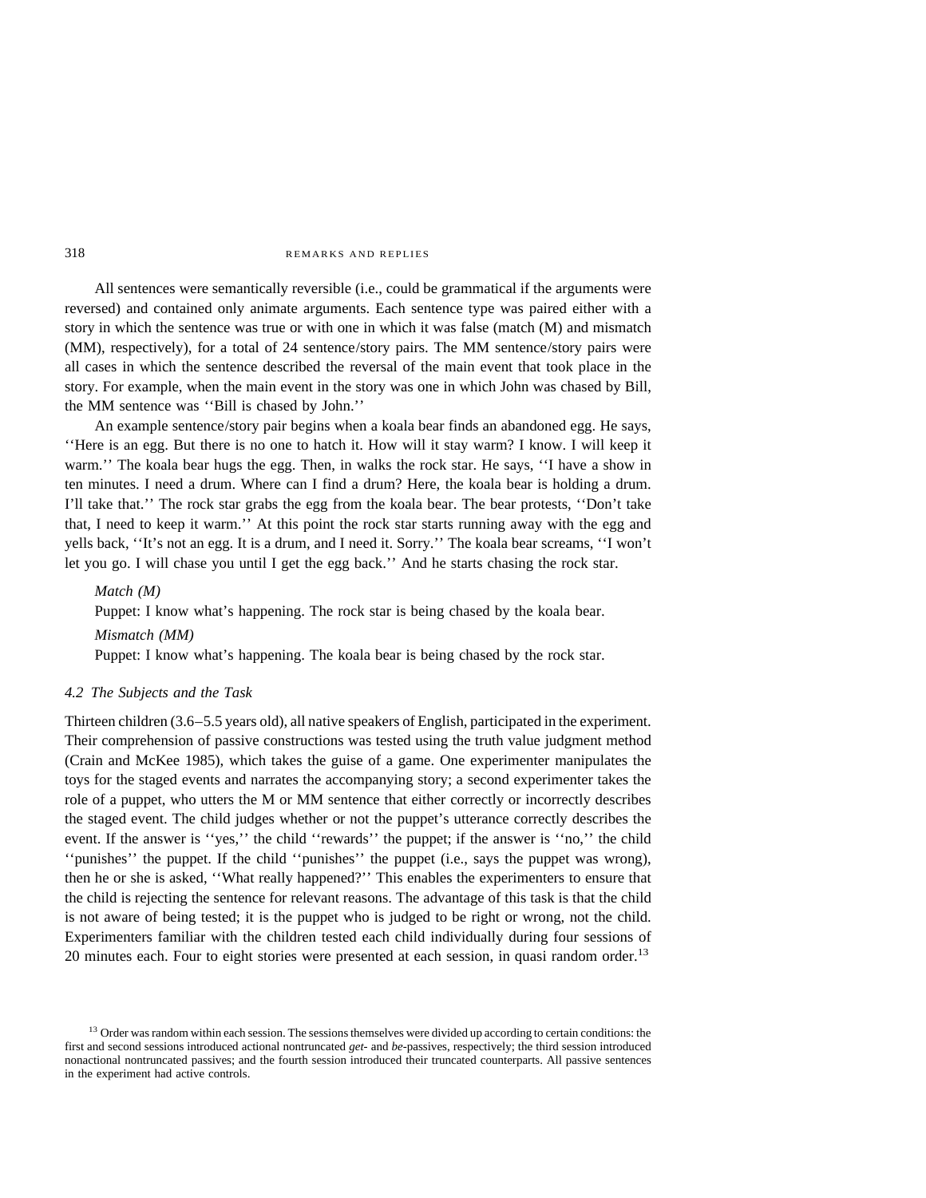All sentences were semantically reversible (i.e., could be grammatical if the arguments were reversed) and contained only animate arguments. Each sentence type was paired either with a story in which the sentence was true or with one in which it was false (match (M) and mismatch (MM), respectively), for a total of 24 sentence/story pairs. The MM sentence/story pairs were all cases in which the sentence described the reversal of the main event that took place in the story. For example, when the main event in the story was one in which John was chased by Bill, the MM sentence was ''Bill is chased by John.''

An example sentence/story pair begins when a koala bear finds an abandoned egg. He says, ''Here is an egg. But there is no one to hatch it. How will it stay warm? I know. I will keep it warm.'' The koala bear hugs the egg. Then, in walks the rock star. He says, ''I have a show in ten minutes. I need a drum. Where can I find a drum? Here, the koala bear is holding a drum. I'll take that.'' The rock star grabs the egg from the koala bear. The bear protests, ''Don't take that, I need to keep it warm.'' At this point the rock star starts running away with the egg and yells back, ''It's not an egg. It is a drum, and I need it. Sorry.'' The koala bear screams, ''I won't let you go. I will chase you until I get the egg back.'' And he starts chasing the rock star.

*Match (M)*

Puppet: I know what's happening. The rock star is being chased by the koala bear.

*Mismatch (MM)*

Puppet: I know what's happening. The koala bear is being chased by the rock star.

### *4.2 The Subjects and the Task*

Thirteen children (3.6–5.5 years old), all native speakers of English, participated in the experiment. Their comprehension of passive constructions was tested using the truth value judgment method (Crain and McKee 1985), which takes the guise of a game. One experimenter manipulates the toys for the staged events and narrates the accompanying story; a second experimenter takes the role of a puppet, who utters the M or MM sentence that either correctly or incorrectly describes the staged event. The child judges whether or not the puppet's utterance correctly describes the event. If the answer is ''yes,'' the child ''rewards'' the puppet; if the answer is ''no,'' the child ''punishes'' the puppet. If the child ''punishes'' the puppet (i.e., says the puppet was wrong), then he or she is asked, ''What really happened?'' This enables the experimenters to ensure that the child is rejecting the sentence for relevant reasons. The advantage of this task is that the child is not aware of being tested; it is the puppet who is judged to be right or wrong, not the child. Experimenters familiar with the children tested each child individually during four sessions of 20 minutes each. Four to eight stories were presented at each session, in quasi random order.[13]

[13] Order was random within each session. The sessions themselves were divided up according to certain conditions: the first and second sessions introduced actional nontruncated *get-* and *be-*passives, respectively; the third session introduced nonactional nontruncated passives; and the fourth session introduced their truncated counterparts. All passive sentences in the experiment had active controls.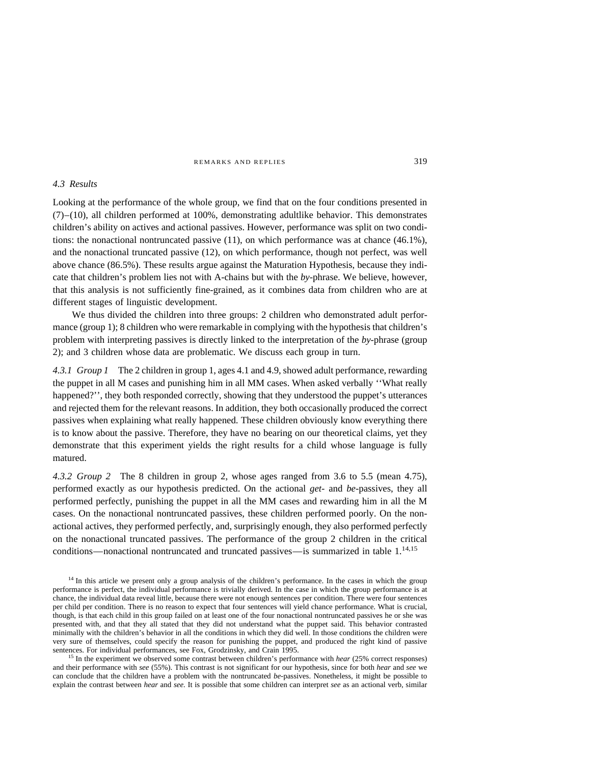### 4.3 Results

Looking at the performance of the whole group, we find that on the four conditions presented in (7)–(10), all children performed at 100%, demonstrating adultlike behavior. This demonstrates children's ability on actives and actional passives. However, performance was split on two conditions: the nonactional nontruncated passive (11), on which performance was at chance (46.1%), and the nonactional truncated passive (12), on which performance, though not perfect, was well above chance (86.5%). These results argue against the Maturation Hypothesis, because they indicate that children's problem lies not with A-chains but with the *by*-phrase. We believe, however, that this analysis is not sufficiently fine-grained, as it combines data from children who are at different stages of linguistic development.

We thus divided the children into three groups: 2 children who demonstrated adult performance (group 1); 8 children who were remarkable in complying with the hypothesis that children's problem with interpreting passives is directly linked to the interpretation of the *by*-phrase (group 2); and 3 children whose data are problematic. We discuss each group in turn.

*4.3.1 Group 1* The 2 children in group 1, ages 4.1 and 4.9, showed adult performance, rewarding the puppet in all M cases and punishing him in all MM cases. When asked verbally ''What really happened?'', they both responded correctly, showing that they understood the puppet's utterances and rejected them for the relevant reasons. In addition, they both occasionally produced the correct passives when explaining what really happened. These children obviously know everything there is to know about the passive. Therefore, they have no bearing on our theoretical claims, yet they demonstrate that this experiment yields the right results for a child whose language is fully matured.

*4.3.2 Group 2* The 8 children in group 2, whose ages ranged from 3.6 to 5.5 (mean 4.75), performed exactly as our hypothesis predicted. On the actional *get*- and *be*-passives, they all performed perfectly, punishing the puppet in all the MM cases and rewarding him in all the M cases. On the nonactional nontruncated passives, these children performed poorly. On the nonactional actives, they performed perfectly, and, surprisingly enough, they also performed perfectly on the nonactional truncated passives. The performance of the group 2 children in the critical conditions—nonactional nontruncated and truncated passives—is summarized in table 1.[14,15]

[14] In this article we present only a group analysis of the children's performance. In the cases in which the group performance is perfect, the individual performance is trivially derived. In the case in which the group performance is at chance, the individual data reveal little, because there were not enough sentences per condition. There were four sentences per child per condition. There is no reason to expect that four sentences will yield chance performance. What is crucial, though, is that each child in this group failed on at least one of the four nonactional nontruncated passives he or she was presented with, and that they all stated that they did not understand what the puppet said. This behavior contrasted minimally with the children's behavior in all the conditions in which they did well. In those conditions the children were very sure of themselves, could specify the reason for punishing the puppet, and produced the right kind of passive sentences. For individual performances, see Fox, Grodzinsky, and Crain 1995.

[15] In the experiment we observed some contrast between children's performance with *hear* (25% correct responses) and their performance with *see* (55%). This contrast is not significant for our hypothesis, since for both *hear* and *see* we can conclude that the children have a problem with the nontruncated *be*-passives. Nonetheless, it might be possible to explain the contrast between *hear* and *see*. It is possible that some children can interpret *see* as an actional verb, similar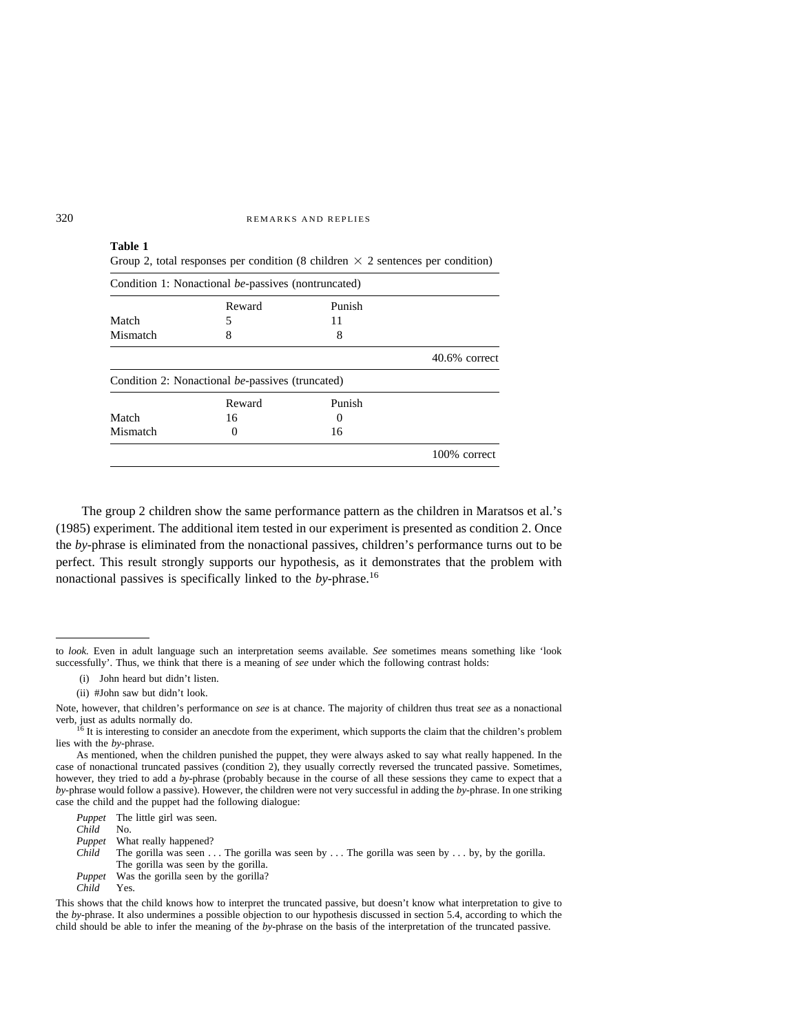**Table 1**

Group 2, total responses per condition (8 children × 2 sentences per condition)

| Condition 1: Nonactional *be*-passives (nontruncated) | | | |
|---|---|---|---|
| | Reward | Punish | |
| Match | 5 | 11 | |
| Mismatch | 8 | 8 | |
| | | | 40.6% correct |

| Condition 2: Nonactional *be*-passives (truncated) | | | |
|---|---|---|---|
| | Reward | Punish | |
| Match | 16 | 0 | |
| Mismatch | 0 | 16 | |
| | | | 100% correct |

The group 2 children show the same performance pattern as the children in Maratsos et al.'s (1985) experiment. The additional item tested in our experiment is presented as condition 2. Once the *by*-phrase is eliminated from the nonactional passives, children's performance turns out to be perfect. This result strongly supports our hypothesis, as it demonstrates that the problem with nonactional passives is specifically linked to the *by*-phrase.[16]

---

to *look*. Even in adult language such an interpretation seems available. *See* sometimes means something like 'look successfully'. Thus, we think that there is a meaning of *see* under which the following contrast holds:

(i) John heard but didn't listen.

(ii) #John saw but didn't look.

Note, however, that children's performance on *see* is at chance. The majority of children thus treat *see* as a nonactional verb, just as adults normally do.

[16] It is interesting to consider an anecdote from the experiment, which supports the claim that the children's problem lies with the *by*-phrase.

As mentioned, when the children punished the puppet, they were always asked to say what really happened. In the case of nonactional truncated passives (condition 2), they usually correctly reversed the truncated passive. Sometimes, however, they tried to add a *by*-phrase (probably because in the course of all these sessions they came to expect that a *by*-phrase would follow a passive). However, the children were not very successful in adding the *by*-phrase. In one striking case the child and the puppet had the following dialogue:

*Puppet* The little girl was seen.
*Child* No.
*Puppet* What really happened?
*Child* The gorilla was seen . . . The gorilla was seen by . . . The gorilla was seen by . . . by, by the gorilla. The gorilla was seen by the gorilla.
*Puppet* Was the gorilla seen by the gorilla?
*Child* Yes.

This shows that the child knows how to interpret the truncated passive, but doesn't know what interpretation to give to the *by*-phrase. It also undermines a possible objection to our hypothesis discussed in section 5.4, according to which the child should be able to infer the meaning of the *by*-phrase on the basis of the interpretation of the truncated passive.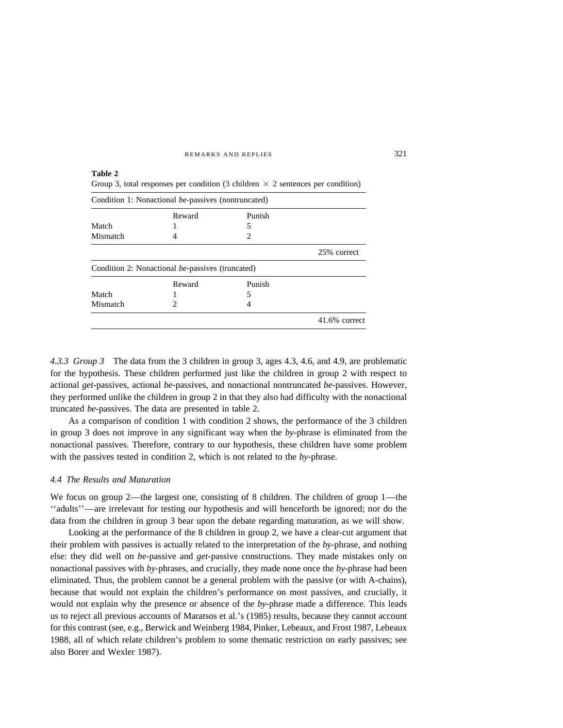**Table 2**
Group 3, total responses per condition (3 children × 2 sentences per condition)

| Condition 1: Nonactional *be*-passives (nontruncated) | | | |
|---|---|---|---|
| | Reward | Punish | |
| Match | 1 | 5 | |
| Mismatch | 4 | 2 | |
| | | | 25% correct |
| **Condition 2: Nonactional *be*-passives (truncated)** | | | |
| | Reward | Punish | |
| Match | 1 | 5 | |
| Mismatch | 2 | 4 | |
| | | | 41.6% correct |

*4.3.3 Group 3* The data from the 3 children in group 3, ages 4.3, 4.6, and 4.9, are problematic for the hypothesis. These children performed just like the children in group 2 with respect to actional *get*-passives, actional *be*-passives, and nonactional nontruncated *be*-passives. However, they performed unlike the children in group 2 in that they also had difficulty with the nonactional truncated *be*-passives. The data are presented in table 2.

As a comparison of condition 1 with condition 2 shows, the performance of the 3 children in group 3 does not improve in any significant way when the *by*-phrase is eliminated from the nonactional passives. Therefore, contrary to our hypothesis, these children have some problem with the passives tested in condition 2, which is not related to the *by*-phrase.

### *4.4 The Results and Maturation*

We focus on group 2—the largest one, consisting of 8 children. The children of group 1—the ''adults''—are irrelevant for testing our hypothesis and will henceforth be ignored; nor do the data from the children in group 3 bear upon the debate regarding maturation, as we will show.

Looking at the performance of the 8 children in group 2, we have a clear-cut argument that their problem with passives is actually related to the interpretation of the *by*-phrase, and nothing else: they did well on *be*-passive and *get*-passive constructions. They made mistakes only on nonactional passives with *by*-phrases, and crucially, they made none once the *by*-phrase had been eliminated. Thus, the problem cannot be a general problem with the passive (or with A-chains), because that would not explain the children's performance on most passives, and crucially, it would not explain why the presence or absence of the *by*-phrase made a difference. This leads us to reject all previous accounts of Maratsos et al.'s (1985) results, because they cannot account for this contrast (see, e.g., Berwick and Weinberg 1984, Pinker, Lebeaux, and Frost 1987, Lebeaux 1988, all of which relate children's problem to some thematic restriction on early passives; see also Borer and Wexler 1987).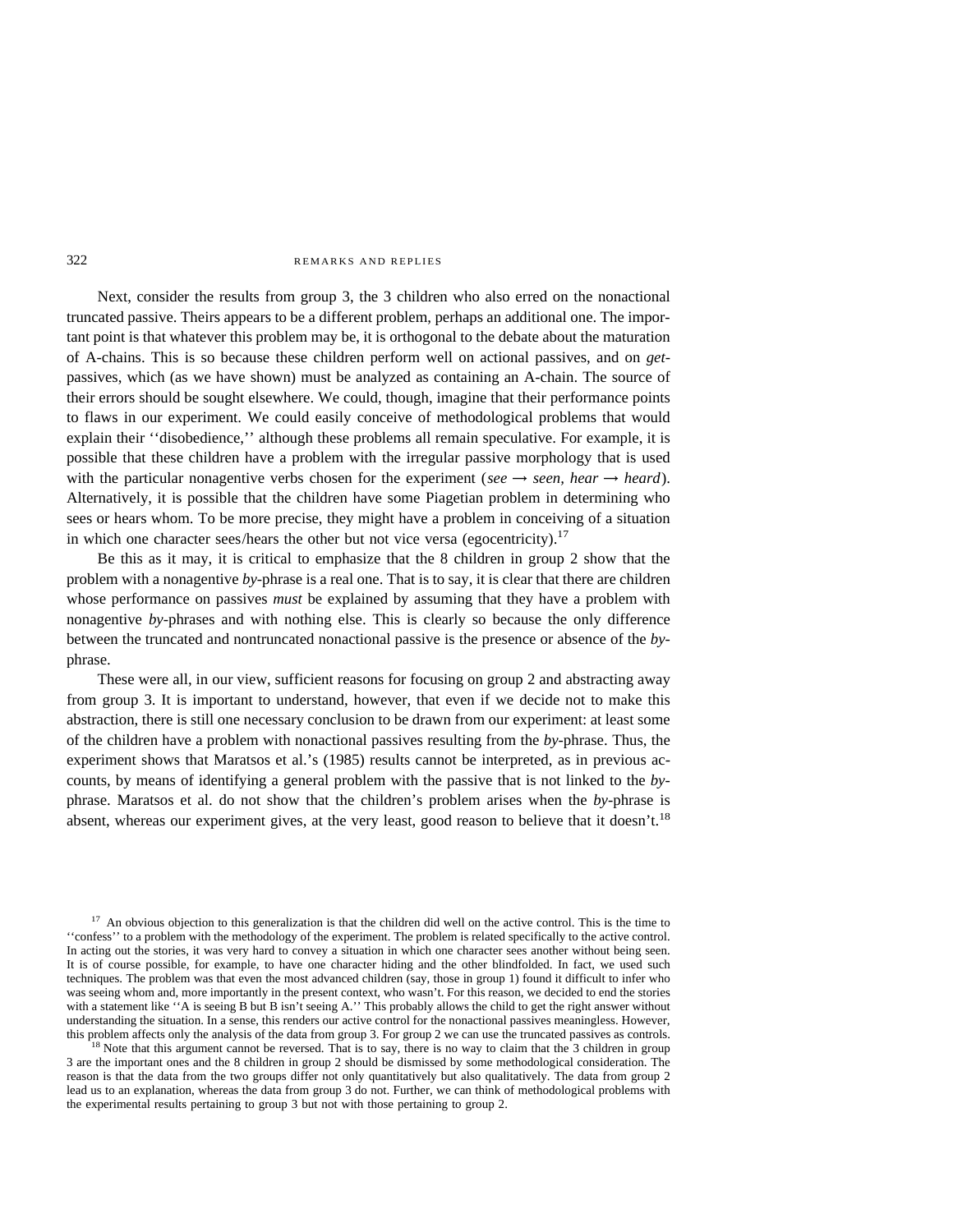Next, consider the results from group 3, the 3 children who also erred on the nonactional truncated passive. Theirs appears to be a different problem, perhaps an additional one. The important point is that whatever this problem may be, it is orthogonal to the debate about the maturation of A-chains. This is so because these children perform well on actional passives, and on *get*-passives, which (as we have shown) must be analyzed as containing an A-chain. The source of their errors should be sought elsewhere. We could, though, imagine that their performance points to flaws in our experiment. We could easily conceive of methodological problems that would explain their ''disobedience,'' although these problems all remain speculative. For example, it is possible that these children have a problem with the irregular passive morphology that is used with the particular nonagentive verbs chosen for the experiment (*see* → *seen*, *hear* → *heard*). Alternatively, it is possible that the children have some Piagetian problem in determining who sees or hears whom. To be more precise, they might have a problem in conceiving of a situation in which one character sees/hears the other but not vice versa (egocentricity).[17]

Be this as it may, it is critical to emphasize that the 8 children in group 2 show that the problem with a nonagentive *by*-phrase is a real one. That is to say, it is clear that there are children whose performance on passives *must* be explained by assuming that they have a problem with nonagentive *by*-phrases and with nothing else. This is clearly so because the only difference between the truncated and nontruncated nonactional passive is the presence or absence of the *by*-phrase.

These were all, in our view, sufficient reasons for focusing on group 2 and abstracting away from group 3. It is important to understand, however, that even if we decide not to make this abstraction, there is still one necessary conclusion to be drawn from our experiment: at least some of the children have a problem with nonactional passives resulting from the *by*-phrase. Thus, the experiment shows that Maratsos et al.'s (1985) results cannot be interpreted, as in previous accounts, by means of identifying a general problem with the passive that is not linked to the *by*-phrase. Maratsos et al. do not show that the children's problem arises when the *by*-phrase is absent, whereas our experiment gives, at the very least, good reason to believe that it doesn't.[18]

---

[17] An obvious objection to this generalization is that the children did well on the active control. This is the time to ''confess'' to a problem with the methodology of the experiment. The problem is related specifically to the active control. In acting out the stories, it was very hard to convey a situation in which one character sees another without being seen. It is of course possible, for example, to have one character hiding and the other blindfolded. In fact, we used such techniques. The problem was that even the most advanced children (say, those in group 1) found it difficult to infer who was seeing whom and, more importantly in the present context, who wasn't. For this reason, we decided to end the stories with a statement like ''A is seeing B but B isn't seeing A.'' This probably allows the child to get the right answer without understanding the situation. In a sense, this renders our active control for the nonactional passives meaningless. However, this problem affects only the analysis of the data from group 3. For group 2 we can use the truncated passives as controls.

[18] Note that this argument cannot be reversed. That is to say, there is no way to claim that the 3 children in group 3 are the important ones and the 8 children in group 2 should be dismissed by some methodological consideration. The reason is that the data from the two groups differ not only quantitatively but also qualitatively. The data from group 2 lead us to an explanation, whereas the data from group 3 do not. Further, we can think of methodological problems with the experimental results pertaining to group 3 but not with those pertaining to group 2.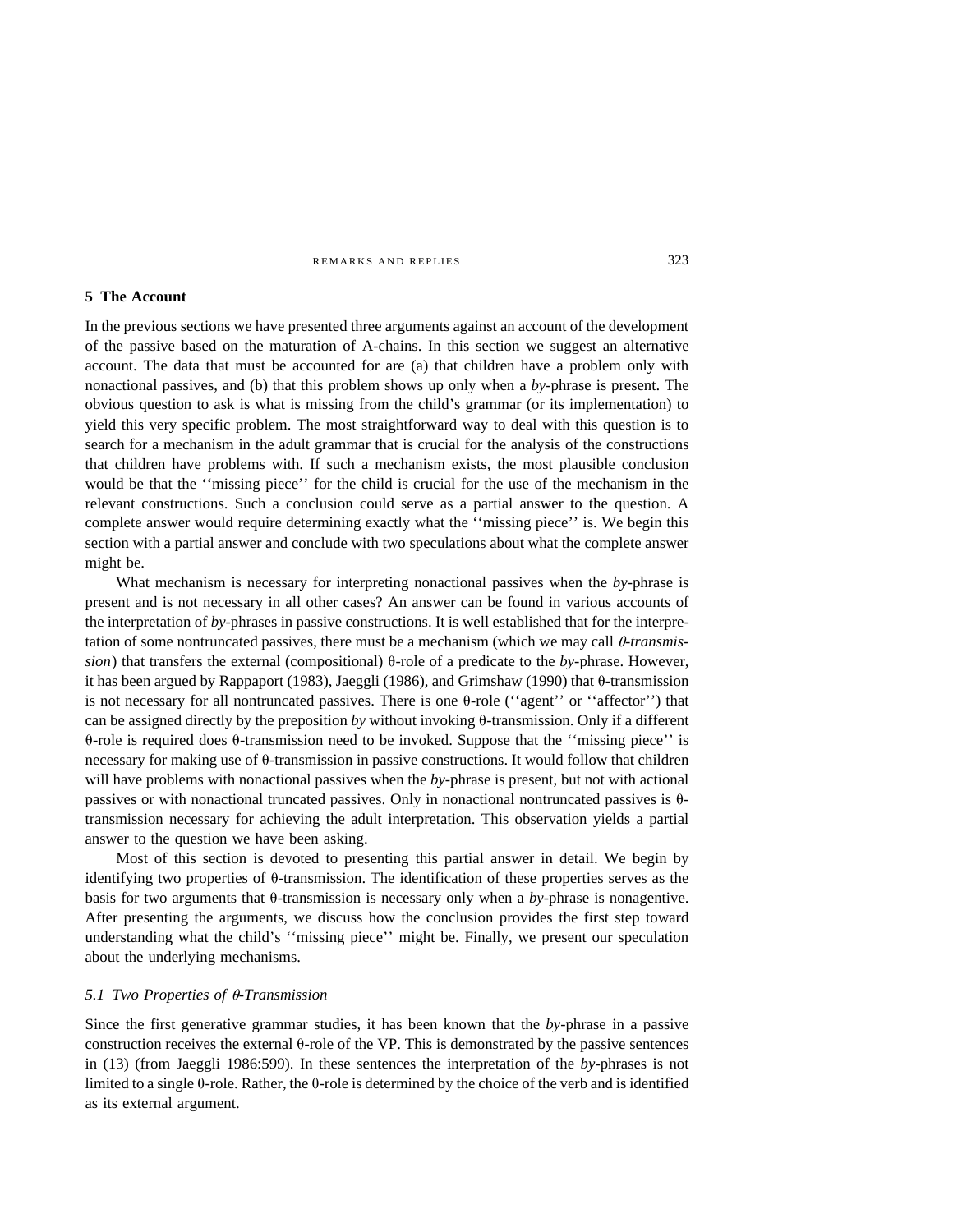## 5 The Account

In the previous sections we have presented three arguments against an account of the development of the passive based on the maturation of A-chains. In this section we suggest an alternative account. The data that must be accounted for are (a) that children have a problem only with nonactional passives, and (b) that this problem shows up only when a *by*-phrase is present. The obvious question to ask is what is missing from the child's grammar (or its implementation) to yield this very specific problem. The most straightforward way to deal with this question is to search for a mechanism in the adult grammar that is crucial for the analysis of the constructions that children have problems with. If such a mechanism exists, the most plausible conclusion would be that the ''missing piece'' for the child is crucial for the use of the mechanism in the relevant constructions. Such a conclusion could serve as a partial answer to the question. A complete answer would require determining exactly what the ''missing piece'' is. We begin this section with a partial answer and conclude with two speculations about what the complete answer might be.

What mechanism is necessary for interpreting nonactional passives when the *by*-phrase is present and is not necessary in all other cases? An answer can be found in various accounts of the interpretation of *by*-phrases in passive constructions. It is well established that for the interpretation of some nontruncated passives, there must be a mechanism (which we may call *θ-transmission*) that transfers the external (compositional) θ-role of a predicate to the *by*-phrase. However, it has been argued by Rappaport (1983), Jaeggli (1986), and Grimshaw (1990) that θ-transmission is not necessary for all nontruncated passives. There is one θ-role (''agent'' or ''affector'') that can be assigned directly by the preposition *by* without invoking θ-transmission. Only if a different θ-role is required does θ-transmission need to be invoked. Suppose that the ''missing piece'' is necessary for making use of θ-transmission in passive constructions. It would follow that children will have problems with nonactional passives when the *by*-phrase is present, but not with actional passives or with nonactional truncated passives. Only in nonactional nontruncated passives is θ-transmission necessary for achieving the adult interpretation. This observation yields a partial answer to the question we have been asking.

Most of this section is devoted to presenting this partial answer in detail. We begin by identifying two properties of θ-transmission. The identification of these properties serves as the basis for two arguments that θ-transmission is necessary only when a *by*-phrase is nonagentive. After presenting the arguments, we discuss how the conclusion provides the first step toward understanding what the child's ''missing piece'' might be. Finally, we present our speculation about the underlying mechanisms.

### *5.1 Two Properties of θ-Transmission*

Since the first generative grammar studies, it has been known that the *by*-phrase in a passive construction receives the external θ-role of the VP. This is demonstrated by the passive sentences in (13) (from Jaeggli 1986:599). In these sentences the interpretation of the *by*-phrases is not limited to a single θ-role. Rather, the θ-role is determined by the choice of the verb and is identified as its external argument.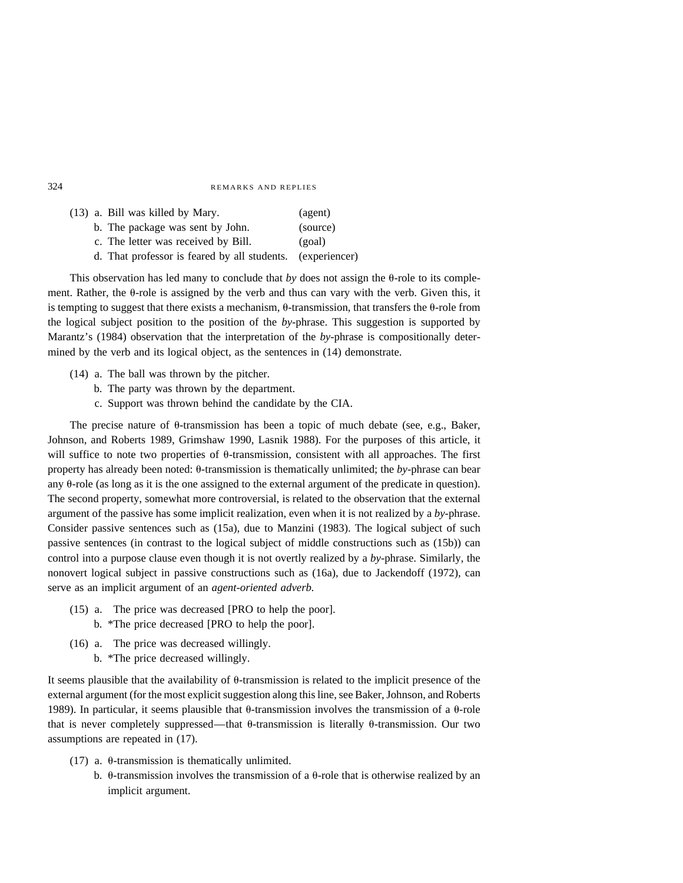(13) a. Bill was killed by Mary. (agent)
 b. The package was sent by John. (source)
 c. The letter was received by Bill. (goal)
 d. That professor is feared by all students. (experiencer)

This observation has led many to conclude that *by* does not assign the θ-role to its complement. Rather, the θ-role is assigned by the verb and thus can vary with the verb. Given this, it is tempting to suggest that there exists a mechanism, θ-transmission, that transfers the θ-role from the logical subject position to the position of the *by*-phrase. This suggestion is supported by Marantz's (1984) observation that the interpretation of the *by*-phrase is compositionally determined by the verb and its logical object, as the sentences in (14) demonstrate.

(14) a. The ball was thrown by the pitcher.
 b. The party was thrown by the department.
 c. Support was thrown behind the candidate by the CIA.

The precise nature of θ-transmission has been a topic of much debate (see, e.g., Baker, Johnson, and Roberts 1989, Grimshaw 1990, Lasnik 1988). For the purposes of this article, it will suffice to note two properties of θ-transmission, consistent with all approaches. The first property has already been noted: θ-transmission is thematically unlimited; the *by*-phrase can bear any θ-role (as long as it is the one assigned to the external argument of the predicate in question). The second property, somewhat more controversial, is related to the observation that the external argument of the passive has some implicit realization, even when it is not realized by a *by*-phrase. Consider passive sentences such as (15a), due to Manzini (1983). The logical subject of such passive sentences (in contrast to the logical subject of middle constructions such as (15b)) can control into a purpose clause even though it is not overtly realized by a *by*-phrase. Similarly, the nonovert logical subject in passive constructions such as (16a), due to Jackendoff (1972), can serve as an implicit argument of an *agent-oriented adverb.*

(15) a. The price was decreased [PRO to help the poor].
 b. *The price decreased [PRO to help the poor].

(16) a. The price was decreased willingly.
 b. *The price decreased willingly.

It seems plausible that the availability of θ-transmission is related to the implicit presence of the external argument (for the most explicit suggestion along this line, see Baker, Johnson, and Roberts 1989). In particular, it seems plausible that θ-transmission involves the transmission of a θ-role that is never completely suppressed—that θ-transmission is literally θ-transmission. Our two assumptions are repeated in (17).

(17) a. θ-transmission is thematically unlimited.
 b. θ-transmission involves the transmission of a θ-role that is otherwise realized by an implicit argument.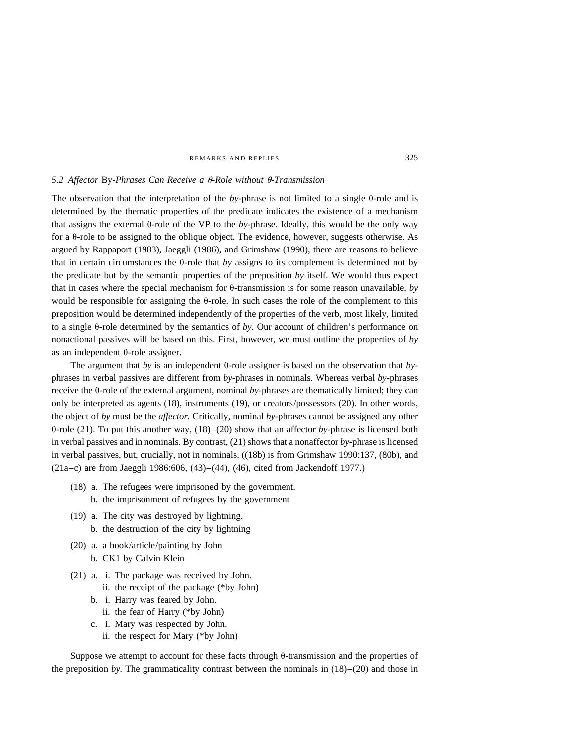### 5.2 *Affector* By-*Phrases Can Receive a θ-Role without θ-Transmission*

The observation that the interpretation of the *by*-phrase is not limited to a single θ-role and is determined by the thematic properties of the predicate indicates the existence of a mechanism that assigns the external θ-role of the VP to the *by*-phrase. Ideally, this would be the only way for a θ-role to be assigned to the oblique object. The evidence, however, suggests otherwise. As argued by Rappaport (1983), Jaeggli (1986), and Grimshaw (1990), there are reasons to believe that in certain circumstances the θ-role that *by* assigns to its complement is determined not by the predicate but by the semantic properties of the preposition *by* itself. We would thus expect that in cases where the special mechanism for θ-transmission is for some reason unavailable, *by* would be responsible for assigning the θ-role. In such cases the role of the complement to this preposition would be determined independently of the properties of the verb, most likely, limited to a single θ-role determined by the semantics of *by*. Our account of children's performance on nonactional passives will be based on this. First, however, we must outline the properties of *by* as an independent θ-role assigner.

The argument that *by* is an independent θ-role assigner is based on the observation that *by*-phrases in verbal passives are different from *by*-phrases in nominals. Whereas verbal *by*-phrases receive the θ-role of the external argument, nominal *by*-phrases are thematically limited; they can only be interpreted as agents (18), instruments (19), or creators/possessors (20). In other words, the object of *by* must be the *affector*. Critically, nominal *by*-phrases cannot be assigned any other θ-role (21). To put this another way, (18)–(20) show that an affector *by*-phrase is licensed both in verbal passives and in nominals. By contrast, (21) shows that a nonaffector *by*-phrase is licensed in verbal passives, but, crucially, not in nominals. ((18b) is from Grimshaw 1990:137, (80b), and (21a–c) are from Jaeggli 1986:606, (43)–(44), (46), cited from Jackendoff 1977.)

(18) a. The refugees were imprisoned by the government.
  b. the imprisonment of refugees by the government

(19) a. The city was destroyed by lightning.
  b. the destruction of the city by lightning

(20) a. a book/article/painting by John
  b. CK1 by Calvin Klein

(21) a. i. The package was received by John.
    ii. the receipt of the package (*by John)
  b. i. Harry was feared by John.
    ii. the fear of Harry (*by John)
  c. i. Mary was respected by John.
    ii. the respect for Mary (*by John)

Suppose we attempt to account for these facts through θ-transmission and the properties of the preposition *by*. The grammaticality contrast between the nominals in (18)–(20) and those in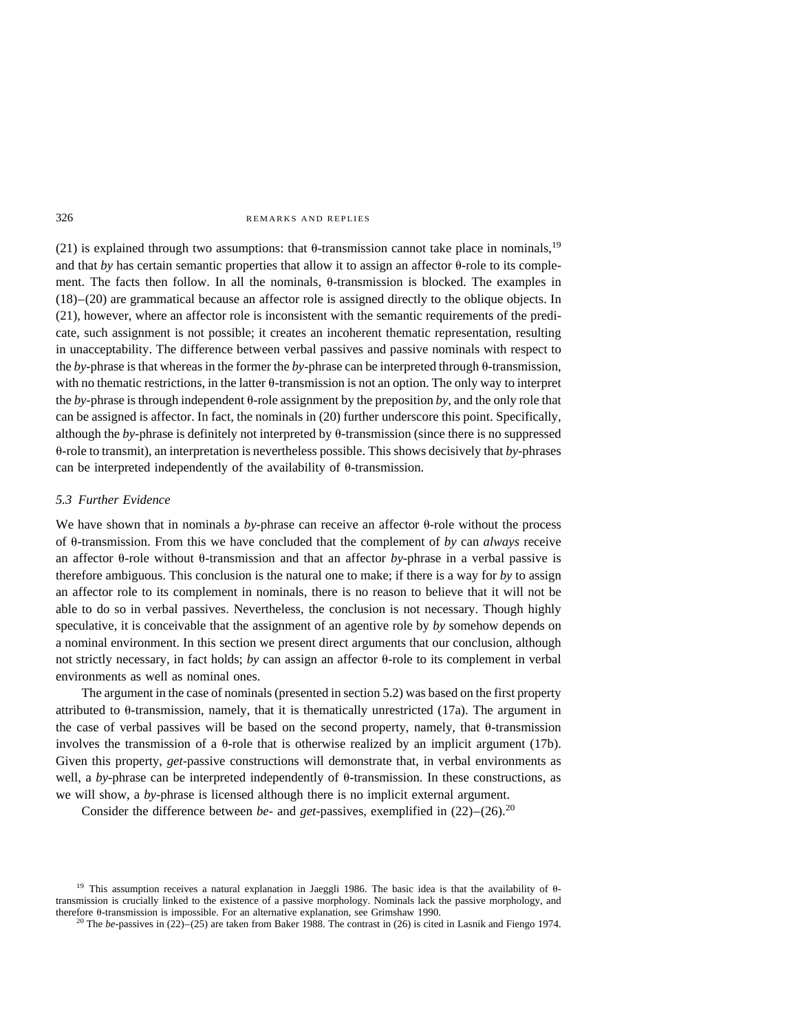(21) is explained through two assumptions: that θ-transmission cannot take place in nominals,[19] and that *by* has certain semantic properties that allow it to assign an affector θ-role to its complement. The facts then follow. In all the nominals, θ-transmission is blocked. The examples in (18)–(20) are grammatical because an affector role is assigned directly to the oblique objects. In (21), however, where an affector role is inconsistent with the semantic requirements of the predicate, such assignment is not possible; it creates an incoherent thematic representation, resulting in unacceptability. The difference between verbal passives and passive nominals with respect to the *by*-phrase is that whereas in the former the *by*-phrase can be interpreted through θ-transmission, with no thematic restrictions, in the latter θ-transmission is not an option. The only way to interpret the *by*-phrase is through independent θ-role assignment by the preposition *by,* and the only role that can be assigned is affector. In fact, the nominals in (20) further underscore this point. Specifically, although the *by*-phrase is definitely not interpreted by θ-transmission (since there is no suppressed θ-role to transmit), an interpretation is nevertheless possible. This shows decisively that *by*-phrases can be interpreted independently of the availability of θ-transmission.

### *5.3 Further Evidence*

We have shown that in nominals a *by*-phrase can receive an affector θ-role without the process of θ-transmission. From this we have concluded that the complement of *by* can *always* receive an affector θ-role without θ-transmission and that an affector *by*-phrase in a verbal passive is therefore ambiguous. This conclusion is the natural one to make; if there is a way for *by* to assign an affector role to its complement in nominals, there is no reason to believe that it will not be able to do so in verbal passives. Nevertheless, the conclusion is not necessary. Though highly speculative, it is conceivable that the assignment of an agentive role by *by* somehow depends on a nominal environment. In this section we present direct arguments that our conclusion, although not strictly necessary, in fact holds; *by* can assign an affector θ-role to its complement in verbal environments as well as nominal ones.

The argument in the case of nominals (presented in section 5.2) was based on the first property attributed to θ-transmission, namely, that it is thematically unrestricted (17a). The argument in the case of verbal passives will be based on the second property, namely, that θ-transmission involves the transmission of a θ-role that is otherwise realized by an implicit argument (17b). Given this property, *get*-passive constructions will demonstrate that, in verbal environments as well, a *by*-phrase can be interpreted independently of θ-transmission. In these constructions, as we will show, a *by*-phrase is licensed although there is no implicit external argument.

Consider the difference between *be*- and *get*-passives, exemplified in (22)–(26).[20]

[19] This assumption receives a natural explanation in Jaeggli 1986. The basic idea is that the availability of θ-transmission is crucially linked to the existence of a passive morphology. Nominals lack the passive morphology, and therefore θ-transmission is impossible. For an alternative explanation, see Grimshaw 1990.

[20] The *be*-passives in (22)–(25) are taken from Baker 1988. The contrast in (26) is cited in Lasnik and Fiengo 1974.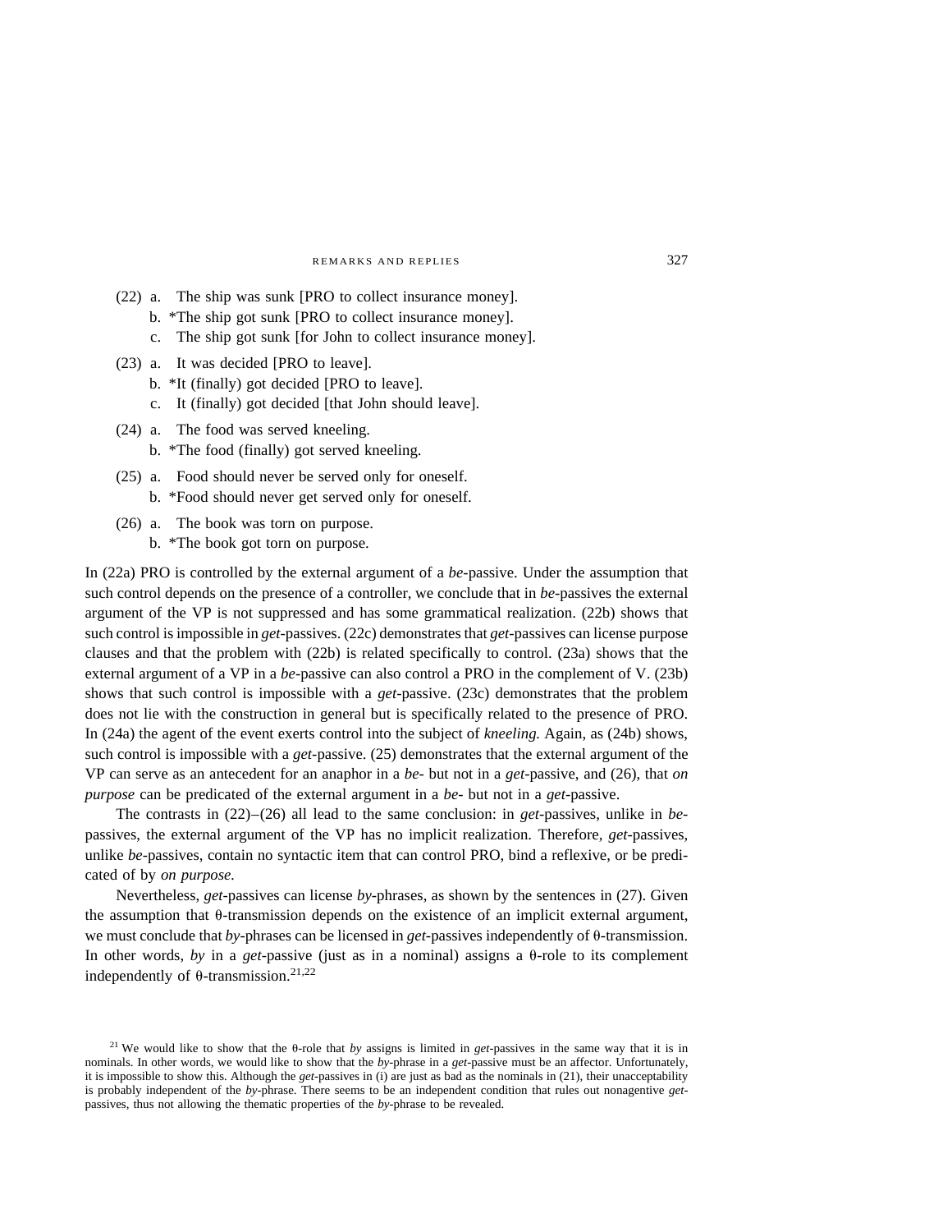(22) a. The ship was sunk [PRO to collect insurance money].
  b. *The ship got sunk [PRO to collect insurance money].
  c. The ship got sunk [for John to collect insurance money].

(23) a. It was decided [PRO to leave].
  b. *It (finally) got decided [PRO to leave].
  c. It (finally) got decided [that John should leave].

(24) a. The food was served kneeling.
  b. *The food (finally) got served kneeling.

(25) a. Food should never be served only for oneself.
  b. *Food should never get served only for oneself.

(26) a. The book was torn on purpose.
  b. *The book got torn on purpose.

In (22a) PRO is controlled by the external argument of a *be*-passive. Under the assumption that such control depends on the presence of a controller, we conclude that in *be*-passives the external argument of the VP is not suppressed and has some grammatical realization. (22b) shows that such control is impossible in *get*-passives. (22c) demonstrates that *get*-passives can license purpose clauses and that the problem with (22b) is related specifically to control. (23a) shows that the external argument of a VP in a *be*-passive can also control a PRO in the complement of V. (23b) shows that such control is impossible with a *get*-passive. (23c) demonstrates that the problem does not lie with the construction in general but is specifically related to the presence of PRO. In (24a) the agent of the event exerts control into the subject of *kneeling.* Again, as (24b) shows, such control is impossible with a *get*-passive. (25) demonstrates that the external argument of the VP can serve as an antecedent for an anaphor in a *be*- but not in a *get*-passive, and (26), that *on purpose* can be predicated of the external argument in a *be*- but not in a *get*-passive.

The contrasts in (22)–(26) all lead to the same conclusion: in *get*-passives, unlike in *be*-passives, the external argument of the VP has no implicit realization. Therefore, *get*-passives, unlike *be*-passives, contain no syntactic item that can control PRO, bind a reflexive, or be predicated of by *on purpose.*

Nevertheless, *get*-passives can license *by*-phrases, as shown by the sentences in (27). Given the assumption that θ-transmission depends on the existence of an implicit external argument, we must conclude that *by*-phrases can be licensed in *get*-passives independently of θ-transmission. In other words, *by* in a *get*-passive (just as in a nominal) assigns a θ-role to its complement independently of θ-transmission.[21,22]

[21] We would like to show that the θ-role that *by* assigns is limited in *get*-passives in the same way that it is in nominals. In other words, we would like to show that the *by*-phrase in a *get*-passive must be an affector. Unfortunately, it is impossible to show this. Although the *get*-passives in (i) are just as bad as the nominals in (21), their unacceptability is probably independent of the *by*-phrase. There seems to be an independent condition that rules out nonagentive *get*-passives, thus not allowing the thematic properties of the *by*-phrase to be revealed.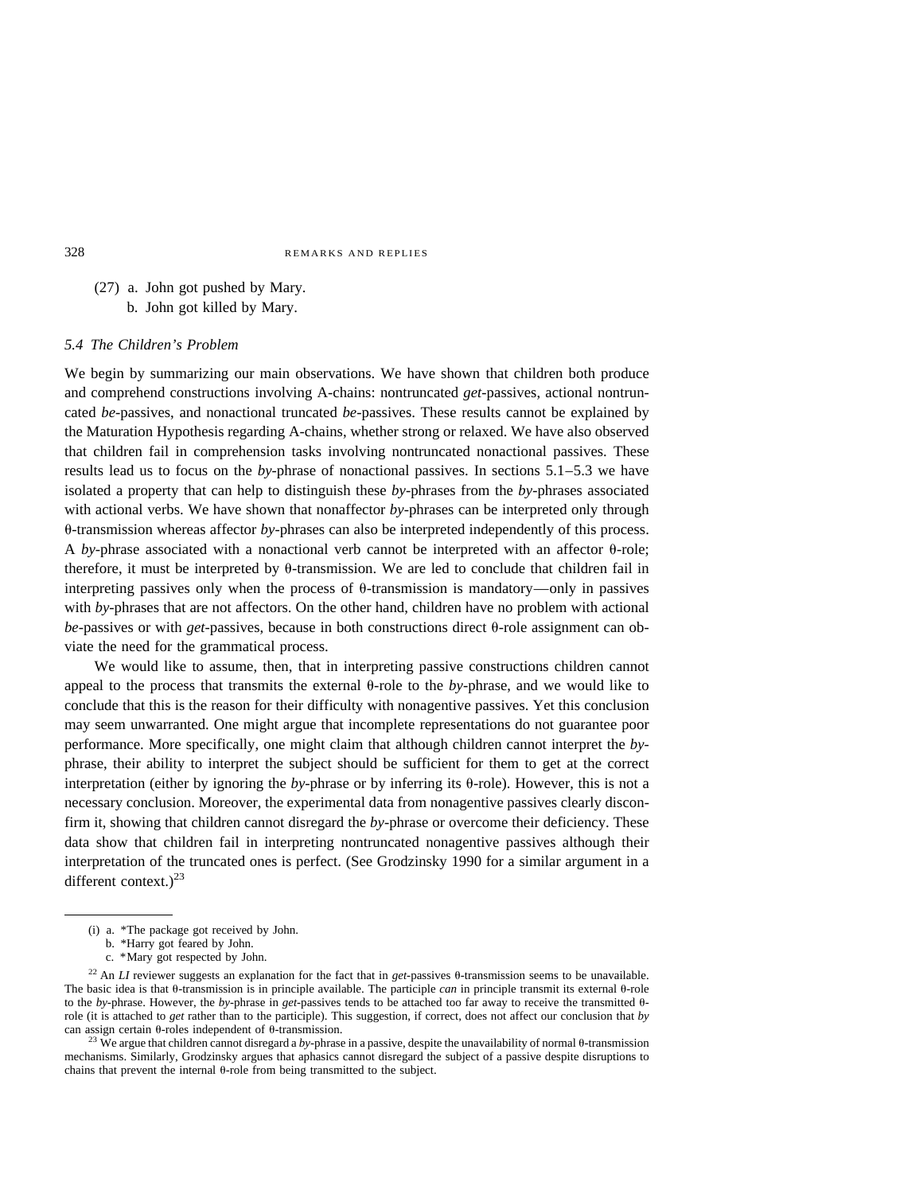(27) a. John got pushed by Mary.
b. John got killed by Mary.

### 5.4 The Children's Problem

We begin by summarizing our main observations. We have shown that children both produce and comprehend constructions involving A-chains: nontruncated *get*-passives, actional nontruncated *be*-passives, and nonactional truncated *be*-passives. These results cannot be explained by the Maturation Hypothesis regarding A-chains, whether strong or relaxed. We have also observed that children fail in comprehension tasks involving nontruncated nonactional passives. These results lead us to focus on the *by*-phrase of nonactional passives. In sections 5.1–5.3 we have isolated a property that can help to distinguish these *by*-phrases from the *by*-phrases associated with actional verbs. We have shown that nonaffector *by*-phrases can be interpreted only through θ-transmission whereas affector *by*-phrases can also be interpreted independently of this process. A *by*-phrase associated with a nonactional verb cannot be interpreted with an affector θ-role; therefore, it must be interpreted by θ-transmission. We are led to conclude that children fail in interpreting passives only when the process of θ-transmission is mandatory—only in passives with *by*-phrases that are not affectors. On the other hand, children have no problem with actional *be*-passives or with *get*-passives, because in both constructions direct θ-role assignment can obviate the need for the grammatical process.

We would like to assume, then, that in interpreting passive constructions children cannot appeal to the process that transmits the external θ-role to the *by*-phrase, and we would like to conclude that this is the reason for their difficulty with nonagentive passives. Yet this conclusion may seem unwarranted. One might argue that incomplete representations do not guarantee poor performance. More specifically, one might claim that although children cannot interpret the *by*-phrase, their ability to interpret the subject should be sufficient for them to get at the correct interpretation (either by ignoring the *by*-phrase or by inferring its θ-role). However, this is not a necessary conclusion. Moreover, the experimental data from nonagentive passives clearly disconfirm it, showing that children cannot disregard the *by*-phrase or overcome their deficiency. These data show that children fail in interpreting nontruncated nonagentive passives although their interpretation of the truncated ones is perfect. (See Grodzinsky 1990 for a similar argument in a different context.)[23]

---

(i) a. *The package got received by John.
b. *Harry got feared by John.
c. *Mary got respected by John.

[22] An *LI* reviewer suggests an explanation for the fact that in *get*-passives θ-transmission seems to be unavailable. The basic idea is that θ-transmission is in principle available. The participle *can* in principle transmit its external θ-role to the *by*-phrase. However, the *by*-phrase in *get*-passives tends to be attached too far away to receive the transmitted θ-role (it is attached to *get* rather than to the participle). This suggestion, if correct, does not affect our conclusion that *by* can assign certain θ-roles independent of θ-transmission.

[23] We argue that children cannot disregard a *by*-phrase in a passive, despite the unavailability of normal θ-transmission mechanisms. Similarly, Grodzinsky argues that aphasics cannot disregard the subject of a passive despite disruptions to chains that prevent the internal θ-role from being transmitted to the subject.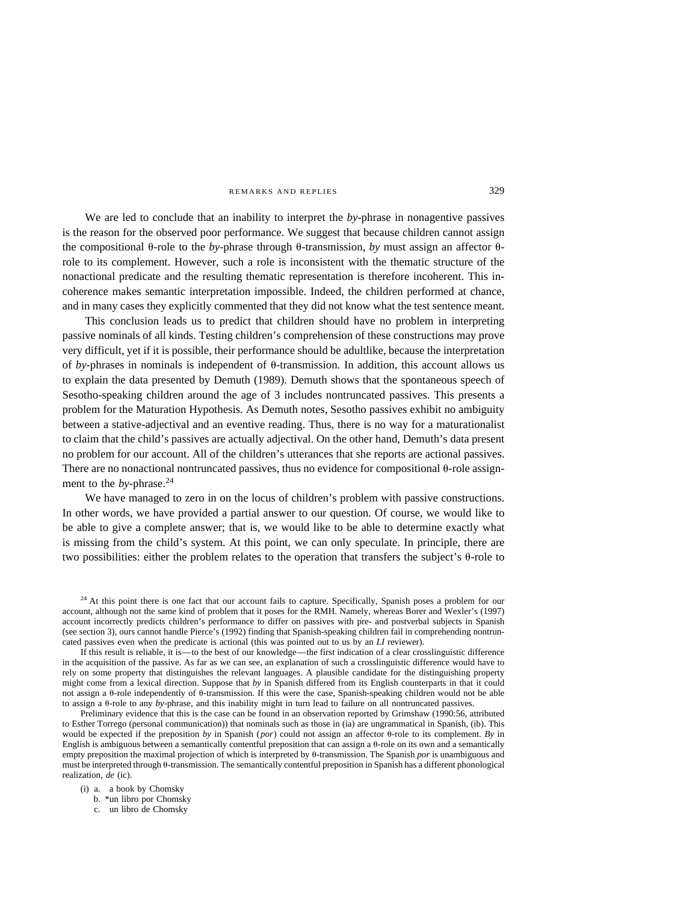We are led to conclude that an inability to interpret the *by*-phrase in nonagentive passives is the reason for the observed poor performance. We suggest that because children cannot assign the compositional θ-role to the *by*-phrase through θ-transmission, *by* must assign an affector θ-role to its complement. However, such a role is inconsistent with the thematic structure of the nonactional predicate and the resulting thematic representation is therefore incoherent. This incoherence makes semantic interpretation impossible. Indeed, the children performed at chance, and in many cases they explicitly commented that they did not know what the test sentence meant.

This conclusion leads us to predict that children should have no problem in interpreting passive nominals of all kinds. Testing children's comprehension of these constructions may prove very difficult, yet if it is possible, their performance should be adultlike, because the interpretation of *by*-phrases in nominals is independent of θ-transmission. In addition, this account allows us to explain the data presented by Demuth (1989). Demuth shows that the spontaneous speech of Sesotho-speaking children around the age of 3 includes nontruncated passives. This presents a problem for the Maturation Hypothesis. As Demuth notes, Sesotho passives exhibit no ambiguity between a stative-adjectival and an eventive reading. Thus, there is no way for a maturationalist to claim that the child's passives are actually adjectival. On the other hand, Demuth's data present no problem for our account. All of the children's utterances that she reports are actional passives. There are no nonactional nontruncated passives, thus no evidence for compositional θ-role assignment to the *by*-phrase.[24]

We have managed to zero in on the locus of children's problem with passive constructions. In other words, we have provided a partial answer to our question. Of course, we would like to be able to give a complete answer; that is, we would like to be able to determine exactly what is missing from the child's system. At this point, we can only speculate. In principle, there are two possibilities: either the problem relates to the operation that transfers the subject's θ-role to

---

[24] At this point there is one fact that our account fails to capture. Specifically, Spanish poses a problem for our account, although not the same kind of problem that it poses for the RMH. Namely, whereas Borer and Wexler's (1997) account incorrectly predicts children's performance to differ on passives with pre- and postverbal subjects in Spanish (see section 3), ours cannot handle Pierce's (1992) finding that Spanish-speaking children fail in comprehending nontruncated passives even when the predicate is actional (this was pointed out to us by an *LI* reviewer).

If this result is reliable, it is—to the best of our knowledge—the first indication of a clear crosslinguistic difference in the acquisition of the passive. As far as we can see, an explanation of such a crosslinguistic difference would have to rely on some property that distinguishes the relevant languages. A plausible candidate for the distinguishing property might come from a lexical direction. Suppose that *by* in Spanish differed from its English counterparts in that it could not assign a θ-role independently of θ-transmission. If this were the case, Spanish-speaking children would not be able to assign a θ-role to any *by*-phrase, and this inability might in turn lead to failure on all nontruncated passives.

Preliminary evidence that this is the case can be found in an observation reported by Grimshaw (1990:56, attributed to Esther Torrego (personal communication)) that nominals such as those in (ia) are ungrammatical in Spanish, (ib). This would be expected if the preposition *by* in Spanish (*por*) could not assign an affector θ-role to its complement. *By* in English is ambiguous between a semantically contentful preposition that can assign a θ-role on its own and a semantically empty preposition the maximal projection of which is interpreted by θ-transmission. The Spanish *por* is unambiguous and must be interpreted through θ-transmission. The semantically contentful preposition in Spanish has a different phonological realization, *de* (ic).

(i) a. a book by Chomsky
 b. *un libro por Chomsky
 c. un libro de Chomsky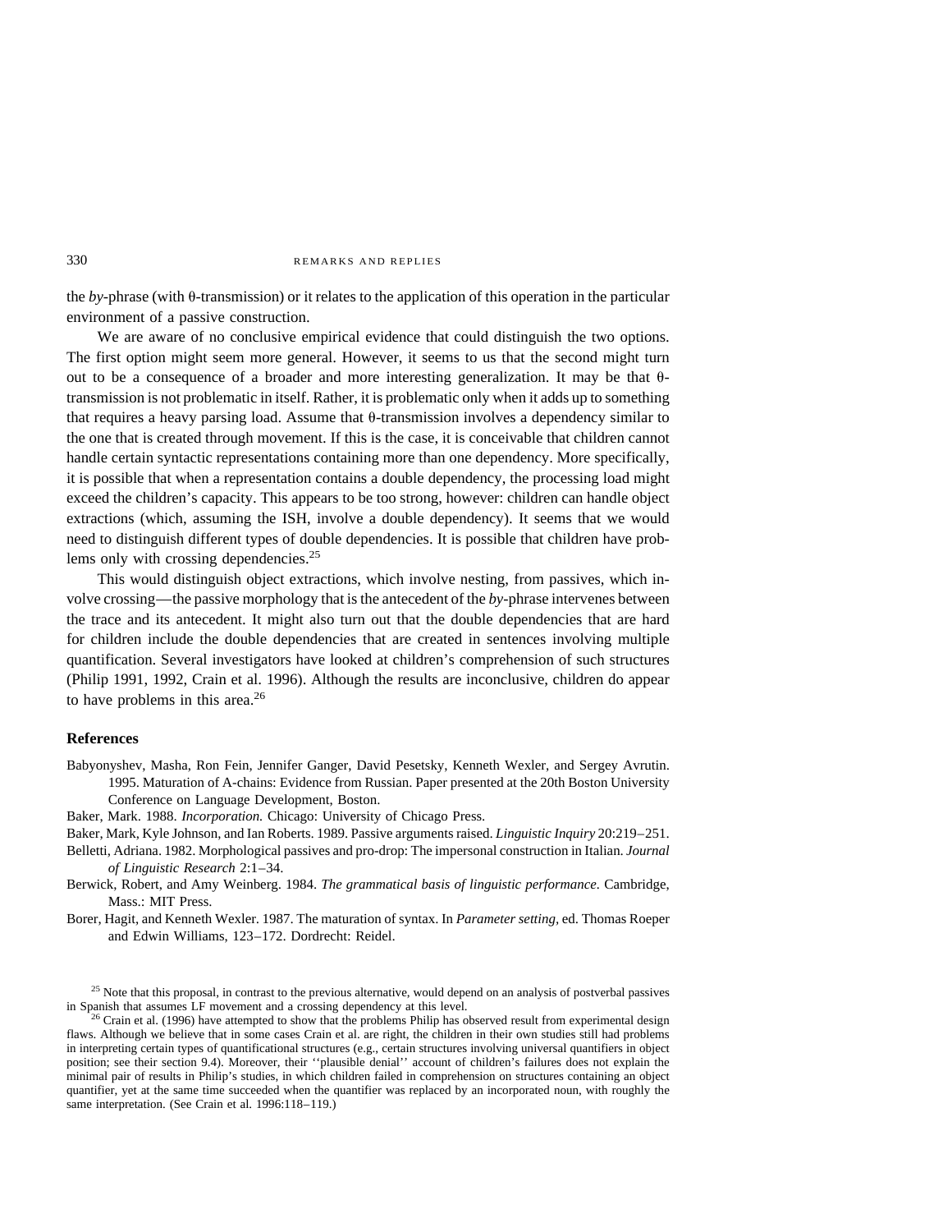the *by*-phrase (with θ-transmission) or it relates to the application of this operation in the particular environment of a passive construction.

We are aware of no conclusive empirical evidence that could distinguish the two options. The first option might seem more general. However, it seems to us that the second might turn out to be a consequence of a broader and more interesting generalization. It may be that θ-transmission is not problematic in itself. Rather, it is problematic only when it adds up to something that requires a heavy parsing load. Assume that θ-transmission involves a dependency similar to the one that is created through movement. If this is the case, it is conceivable that children cannot handle certain syntactic representations containing more than one dependency. More specifically, it is possible that when a representation contains a double dependency, the processing load might exceed the children's capacity. This appears to be too strong, however: children can handle object extractions (which, assuming the ISH, involve a double dependency). It seems that we would need to distinguish different types of double dependencies. It is possible that children have problems only with crossing dependencies.[25]

This would distinguish object extractions, which involve nesting, from passives, which involve crossing—the passive morphology that is the antecedent of the *by*-phrase intervenes between the trace and its antecedent. It might also turn out that the double dependencies that are hard for children include the double dependencies that are created in sentences involving multiple quantification. Several investigators have looked at children's comprehension of such structures (Philip 1991, 1992, Crain et al. 1996). Although the results are inconclusive, children do appear to have problems in this area.[26]

## References

Babyonyshev, Masha, Ron Fein, Jennifer Ganger, David Pesetsky, Kenneth Wexler, and Sergey Avrutin. 1995. Maturation of A-chains: Evidence from Russian. Paper presented at the 20th Boston University Conference on Language Development, Boston.

Baker, Mark. 1988. *Incorporation.* Chicago: University of Chicago Press.

Baker, Mark, Kyle Johnson, and Ian Roberts. 1989. Passive arguments raised. *Linguistic Inquiry* 20:219–251.

Belletti, Adriana. 1982. Morphological passives and pro-drop: The impersonal construction in Italian. *Journal of Linguistic Research* 2:1–34.

Berwick, Robert, and Amy Weinberg. 1984. *The grammatical basis of linguistic performance.* Cambridge, Mass.: MIT Press.

Borer, Hagit, and Kenneth Wexler. 1987. The maturation of syntax. In *Parameter setting,* ed. Thomas Roeper and Edwin Williams, 123–172. Dordrecht: Reidel.

[25] Note that this proposal, in contrast to the previous alternative, would depend on an analysis of postverbal passives in Spanish that assumes LF movement and a crossing dependency at this level.

[26] Crain et al. (1996) have attempted to show that the problems Philip has observed result from experimental design flaws. Although we believe that in some cases Crain et al. are right, the children in their own studies still had problems in interpreting certain types of quantificational structures (e.g., certain structures involving universal quantifiers in object position; see their section 9.4). Moreover, their ''plausible denial'' account of children's failures does not explain the minimal pair of results in Philip's studies, in which children failed in comprehension on structures containing an object quantifier, yet at the same time succeeded when the quantifier was replaced by an incorporated noun, with roughly the same interpretation. (See Crain et al. 1996:118–119.)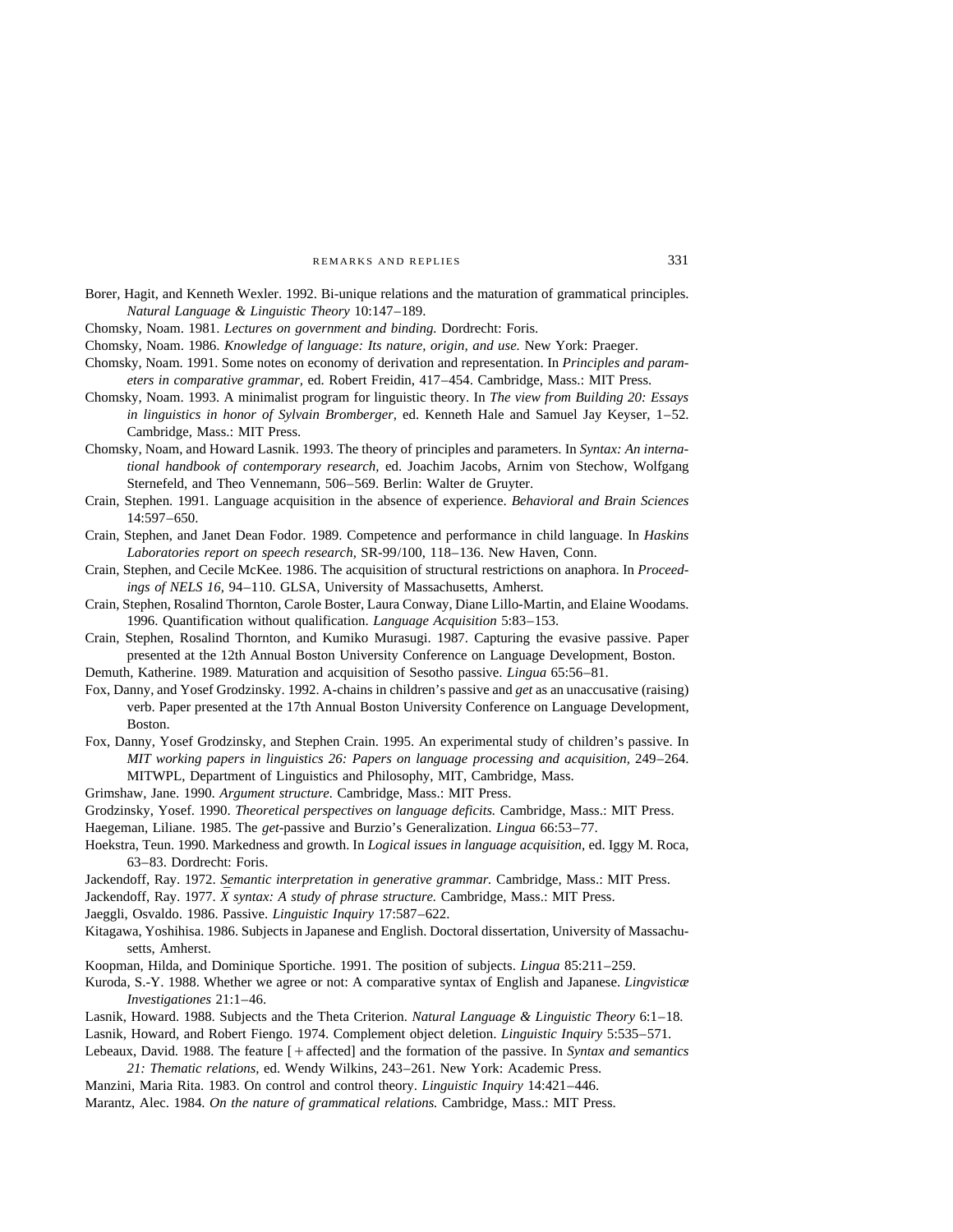Borer, Hagit, and Kenneth Wexler. 1992. Bi-unique relations and the maturation of grammatical principles. *Natural Language & Linguistic Theory* 10:147–189.

Chomsky, Noam. 1981. *Lectures on government and binding.* Dordrecht: Foris.

Chomsky, Noam. 1986. *Knowledge of language: Its nature, origin, and use.* New York: Praeger.

Chomsky, Noam. 1991. Some notes on economy of derivation and representation. In *Principles and parameters in comparative grammar,* ed. Robert Freidin, 417–454. Cambridge, Mass.: MIT Press.

Chomsky, Noam. 1993. A minimalist program for linguistic theory. In *The view from Building 20: Essays in linguistics in honor of Sylvain Bromberger,* ed. Kenneth Hale and Samuel Jay Keyser, 1–52. Cambridge, Mass.: MIT Press.

Chomsky, Noam, and Howard Lasnik. 1993. The theory of principles and parameters. In *Syntax: An international handbook of contemporary research,* ed. Joachim Jacobs, Arnim von Stechow, Wolfgang Sternefeld, and Theo Vennemann, 506–569. Berlin: Walter de Gruyter.

Crain, Stephen. 1991. Language acquisition in the absence of experience. *Behavioral and Brain Sciences* 14:597–650.

Crain, Stephen, and Janet Dean Fodor. 1989. Competence and performance in child language. In *Haskins Laboratories report on speech research,* SR-99/100, 118–136. New Haven, Conn.

Crain, Stephen, and Cecile McKee. 1986. The acquisition of structural restrictions on anaphora. In *Proceedings of NELS 16,* 94–110. GLSA, University of Massachusetts, Amherst.

Crain, Stephen, Rosalind Thornton, Carole Boster, Laura Conway, Diane Lillo-Martin, and Elaine Woodams. 1996. Quantification without qualification. *Language Acquisition* 5:83–153.

Crain, Stephen, Rosalind Thornton, and Kumiko Murasugi. 1987. Capturing the evasive passive. Paper presented at the 12th Annual Boston University Conference on Language Development, Boston.

Demuth, Katherine. 1989. Maturation and acquisition of Sesotho passive. *Lingua* 65:56–81.

Fox, Danny, and Yosef Grodzinsky. 1992. A-chains in children's passive and *get* as an unaccusative (raising) verb. Paper presented at the 17th Annual Boston University Conference on Language Development, Boston.

Fox, Danny, Yosef Grodzinsky, and Stephen Crain. 1995. An experimental study of children's passive. In *MIT working papers in linguistics 26: Papers on language processing and acquisition,* 249–264. MITWPL, Department of Linguistics and Philosophy, MIT, Cambridge, Mass.

Grimshaw, Jane. 1990. *Argument structure.* Cambridge, Mass.: MIT Press.

Grodzinsky, Yosef. 1990. *Theoretical perspectives on language deficits.* Cambridge, Mass.: MIT Press.

Haegeman, Liliane. 1985. The *get*-passive and Burzio's Generalization. *Lingua* 66:53–77.

Hoekstra, Teun. 1990. Markedness and growth. In *Logical issues in language acquisition,* ed. Iggy M. Roca, 63–83. Dordrecht: Foris.

Jackendoff, Ray. 1972. *Semantic interpretation in generative grammar.* Cambridge, Mass.: MIT Press.

Jackendoff, Ray. 1977. *X̄ syntax: A study of phrase structure.* Cambridge, Mass.: MIT Press.

Jaeggli, Osvaldo. 1986. Passive. *Linguistic Inquiry* 17:587–622.

Kitagawa, Yoshihisa. 1986. Subjects in Japanese and English. Doctoral dissertation, University of Massachusetts, Amherst.

Koopman, Hilda, and Dominique Sportiche. 1991. The position of subjects. *Lingua* 85:211–259.

Kuroda, S.-Y. 1988. Whether we agree or not: A comparative syntax of English and Japanese. *Lingvisticæ Investigationes* 21:1–46.

Lasnik, Howard. 1988. Subjects and the Theta Criterion. *Natural Language & Linguistic Theory* 6:1–18.

Lasnik, Howard, and Robert Fiengo. 1974. Complement object deletion. *Linguistic Inquiry* 5:535–571.

Lebeaux, David. 1988. The feature [+affected] and the formation of the passive. In *Syntax and semantics 21: Thematic relations,* ed. Wendy Wilkins, 243–261. New York: Academic Press.

Manzini, Maria Rita. 1983. On control and control theory. *Linguistic Inquiry* 14:421–446.

Marantz, Alec. 1984. *On the nature of grammatical relations.* Cambridge, Mass.: MIT Press.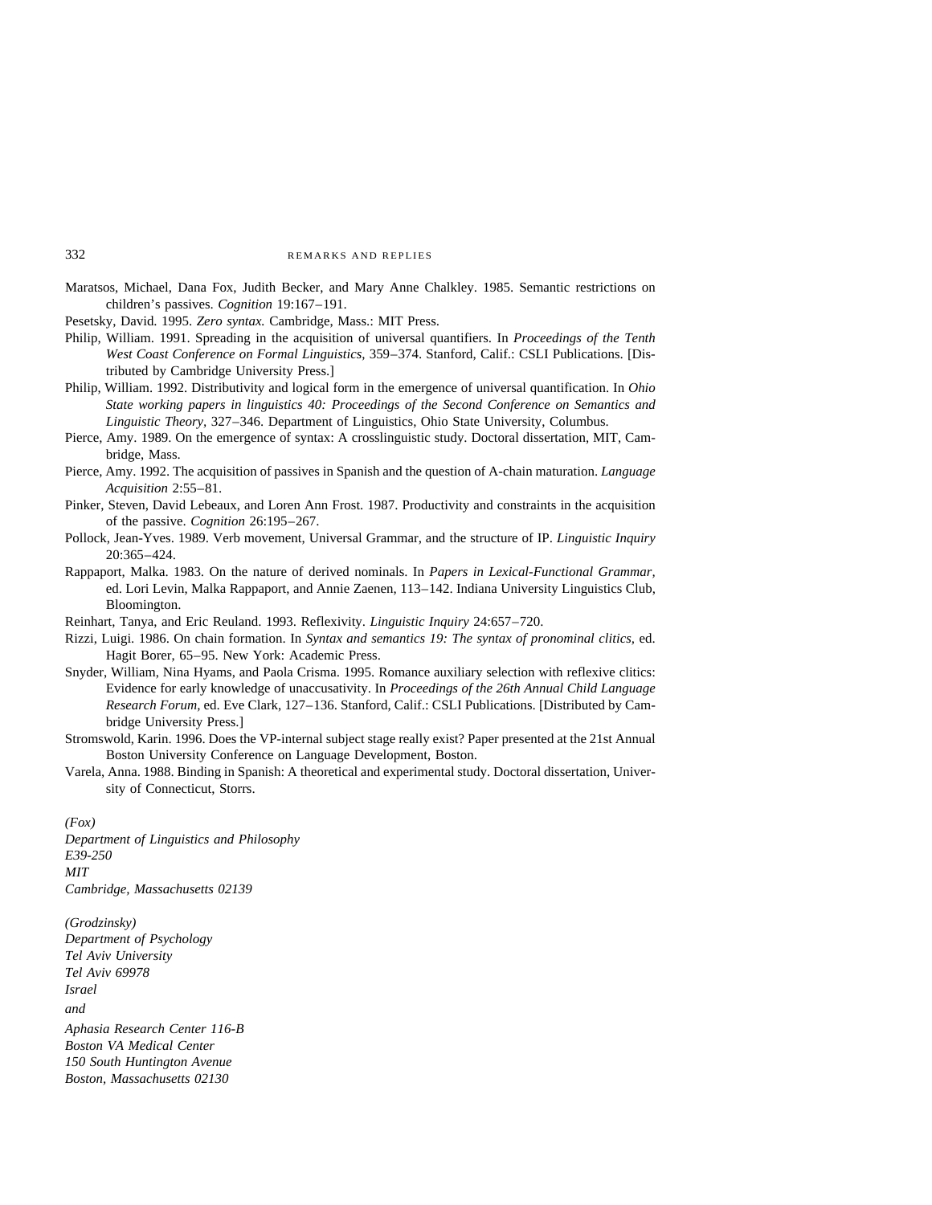Maratsos, Michael, Dana Fox, Judith Becker, and Mary Anne Chalkley. 1985. Semantic restrictions on children's passives. *Cognition* 19:167–191.

Pesetsky, David. 1995. *Zero syntax.* Cambridge, Mass.: MIT Press.

Philip, William. 1991. Spreading in the acquisition of universal quantifiers. In *Proceedings of the Tenth West Coast Conference on Formal Linguistics,* 359–374. Stanford, Calif.: CSLI Publications. [Distributed by Cambridge University Press.]

Philip, William. 1992. Distributivity and logical form in the emergence of universal quantification. In *Ohio State working papers in linguistics 40: Proceedings of the Second Conference on Semantics and Linguistic Theory,* 327–346. Department of Linguistics, Ohio State University, Columbus.

Pierce, Amy. 1989. On the emergence of syntax: A crosslinguistic study. Doctoral dissertation, MIT, Cambridge, Mass.

Pierce, Amy. 1992. The acquisition of passives in Spanish and the question of A-chain maturation. *Language Acquisition* 2:55–81.

Pinker, Steven, David Lebeaux, and Loren Ann Frost. 1987. Productivity and constraints in the acquisition of the passive. *Cognition* 26:195–267.

Pollock, Jean-Yves. 1989. Verb movement, Universal Grammar, and the structure of IP. *Linguistic Inquiry* 20:365–424.

Rappaport, Malka. 1983. On the nature of derived nominals. In *Papers in Lexical-Functional Grammar,* ed. Lori Levin, Malka Rappaport, and Annie Zaenen, 113–142. Indiana University Linguistics Club, Bloomington.

Reinhart, Tanya, and Eric Reuland. 1993. Reflexivity. *Linguistic Inquiry* 24:657–720.

Rizzi, Luigi. 1986. On chain formation. In *Syntax and semantics 19: The syntax of pronominal clitics,* ed. Hagit Borer, 65–95. New York: Academic Press.

Snyder, William, Nina Hyams, and Paola Crisma. 1995. Romance auxiliary selection with reflexive clitics: Evidence for early knowledge of unaccusativity. In *Proceedings of the 26th Annual Child Language Research Forum,* ed. Eve Clark, 127–136. Stanford, Calif.: CSLI Publications. [Distributed by Cambridge University Press.]

Stromswold, Karin. 1996. Does the VP-internal subject stage really exist? Paper presented at the 21st Annual Boston University Conference on Language Development, Boston.

Varela, Anna. 1988. Binding in Spanish: A theoretical and experimental study. Doctoral dissertation, University of Connecticut, Storrs.

*(Fox)*
*Department of Linguistics and Philosophy*
*E39-250*
*MIT*
*Cambridge, Massachusetts 02139*

*(Grodzinsky)*
*Department of Psychology*
*Tel Aviv University*
*Tel Aviv 69978*
*Israel*
*and*
*Aphasia Research Center 116-B*
*Boston VA Medical Center*
*150 South Huntington Avenue*
*Boston, Massachusetts 02130*